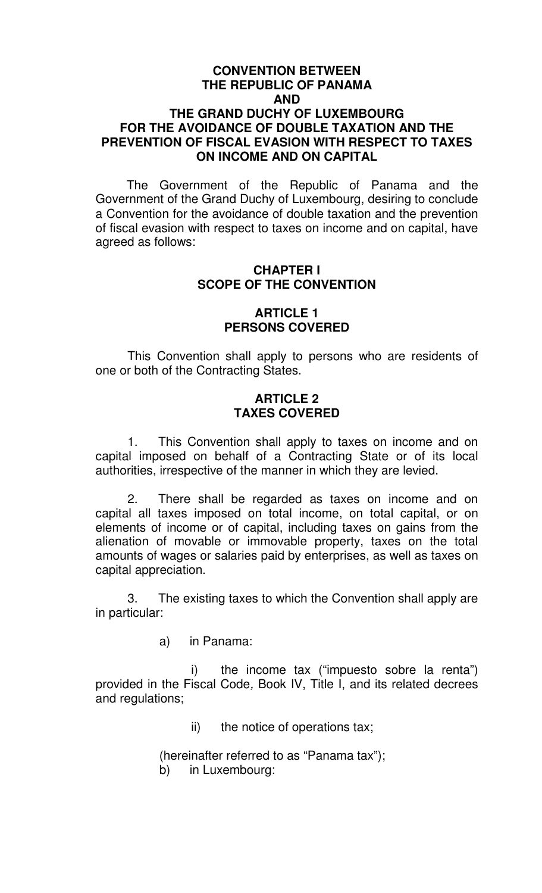# CONVENTION BETWEEN THE REPUBLIC OF PANAMA AND THE GRAND DUCHY OF LUXEMBOURG FOR THE AVOIDANCE OF DOUBLE TAXATION AND THE PREVENTION OF FISCAL EVASION WITH RESPECT TO TAXES ON INCOME AND ON CAPITAL

The Government of the Republic of Panama and the Government of the Grand Duchy of Luxembourg, desiring to conclude a Convention for the avoidance of double taxation and the prevention of fiscal evasion with respect to taxes on income and on capital, have agreed as follows:

## CHAPTER I
## SCOPE OF THE CONVENTION

### ARTICLE 1
### PERSONS COVERED

This Convention shall apply to persons who are residents of one or both of the Contracting States.

### ARTICLE 2
### TAXES COVERED

1. This Convention shall apply to taxes on income and on capital imposed on behalf of a Contracting State or of its local authorities, irrespective of the manner in which they are levied.

2. There shall be regarded as taxes on income and on capital all taxes imposed on total income, on total capital, or on elements of income or of capital, including taxes on gains from the alienation of movable or immovable property, taxes on the total amounts of wages or salaries paid by enterprises, as well as taxes on capital appreciation.

3. The existing taxes to which the Convention shall apply are in particular:

a) in Panama:

i) the income tax ("impuesto sobre la renta") provided in the Fiscal Code, Book IV, Title I, and its related decrees and regulations;

ii) the notice of operations tax;

(hereinafter referred to as "Panama tax");

b) in Luxembourg: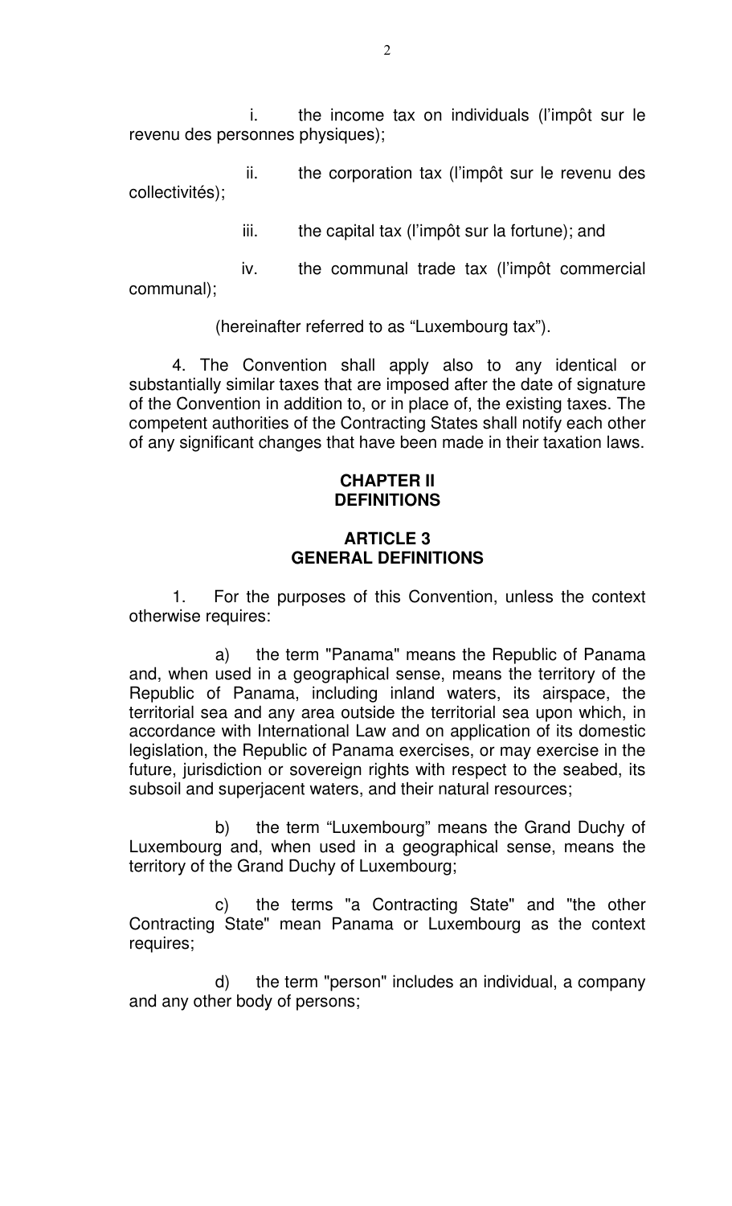i. the income tax on individuals (l'impôt sur le revenu des personnes physiques);

ii. the corporation tax (l'impôt sur le revenu des collectivités);

iii. the capital tax (l'impôt sur la fortune); and

iv. the communal trade tax (l'impôt commercial communal);

(hereinafter referred to as "Luxembourg tax").

4. The Convention shall apply also to any identical or substantially similar taxes that are imposed after the date of signature of the Convention in addition to, or in place of, the existing taxes. The competent authorities of the Contracting States shall notify each other of any significant changes that have been made in their taxation laws.

## CHAPTER II
## DEFINITIONS

### ARTICLE 3
### GENERAL DEFINITIONS

1. For the purposes of this Convention, unless the context otherwise requires:

a) the term "Panama" means the Republic of Panama and, when used in a geographical sense, means the territory of the Republic of Panama, including inland waters, its airspace, the territorial sea and any area outside the territorial sea upon which, in accordance with International Law and on application of its domestic legislation, the Republic of Panama exercises, or may exercise in the future, jurisdiction or sovereign rights with respect to the seabed, its subsoil and superjacent waters, and their natural resources;

b) the term "Luxembourg" means the Grand Duchy of Luxembourg and, when used in a geographical sense, means the territory of the Grand Duchy of Luxembourg;

c) the terms "a Contracting State" and "the other Contracting State" mean Panama or Luxembourg as the context requires;

d) the term "person" includes an individual, a company and any other body of persons;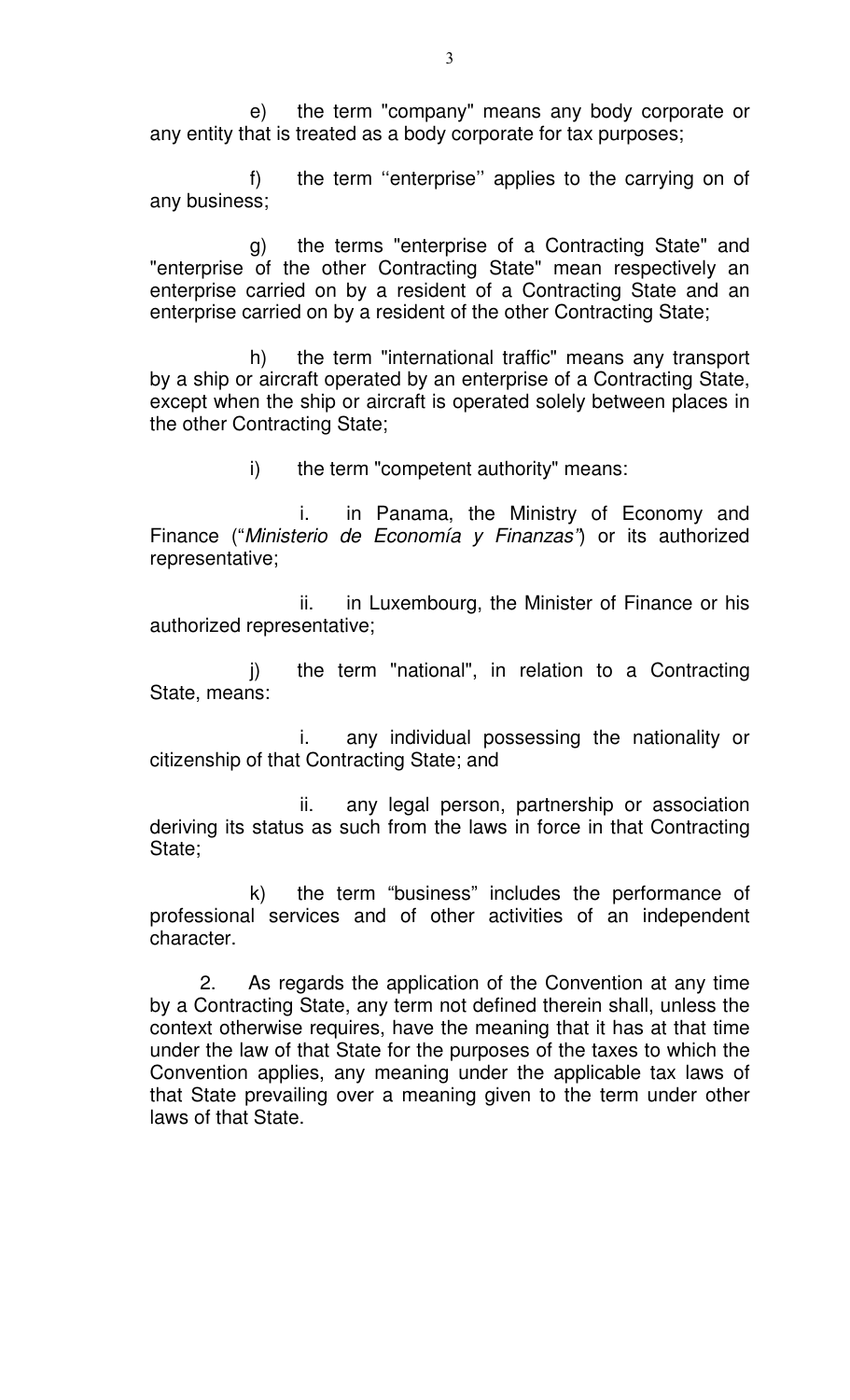e) the term "company" means any body corporate or any entity that is treated as a body corporate for tax purposes;

f) the term ''enterprise'' applies to the carrying on of any business;

g) the terms "enterprise of a Contracting State" and "enterprise of the other Contracting State" mean respectively an enterprise carried on by a resident of a Contracting State and an enterprise carried on by a resident of the other Contracting State;

h) the term "international traffic" means any transport by a ship or aircraft operated by an enterprise of a Contracting State, except when the ship or aircraft is operated solely between places in the other Contracting State;

i) the term "competent authority" means:

i. in Panama, the Ministry of Economy and Finance ("*Ministerio de Economía y Finanzas"*) or its authorized representative;

ii. in Luxembourg, the Minister of Finance or his authorized representative;

j) the term "national", in relation to a Contracting State, means:

i. any individual possessing the nationality or citizenship of that Contracting State; and

ii. any legal person, partnership or association deriving its status as such from the laws in force in that Contracting State;

k) the term "business" includes the performance of professional services and of other activities of an independent character.

2. As regards the application of the Convention at any time by a Contracting State, any term not defined therein shall, unless the context otherwise requires, have the meaning that it has at that time under the law of that State for the purposes of the taxes to which the Convention applies, any meaning under the applicable tax laws of that State prevailing over a meaning given to the term under other laws of that State.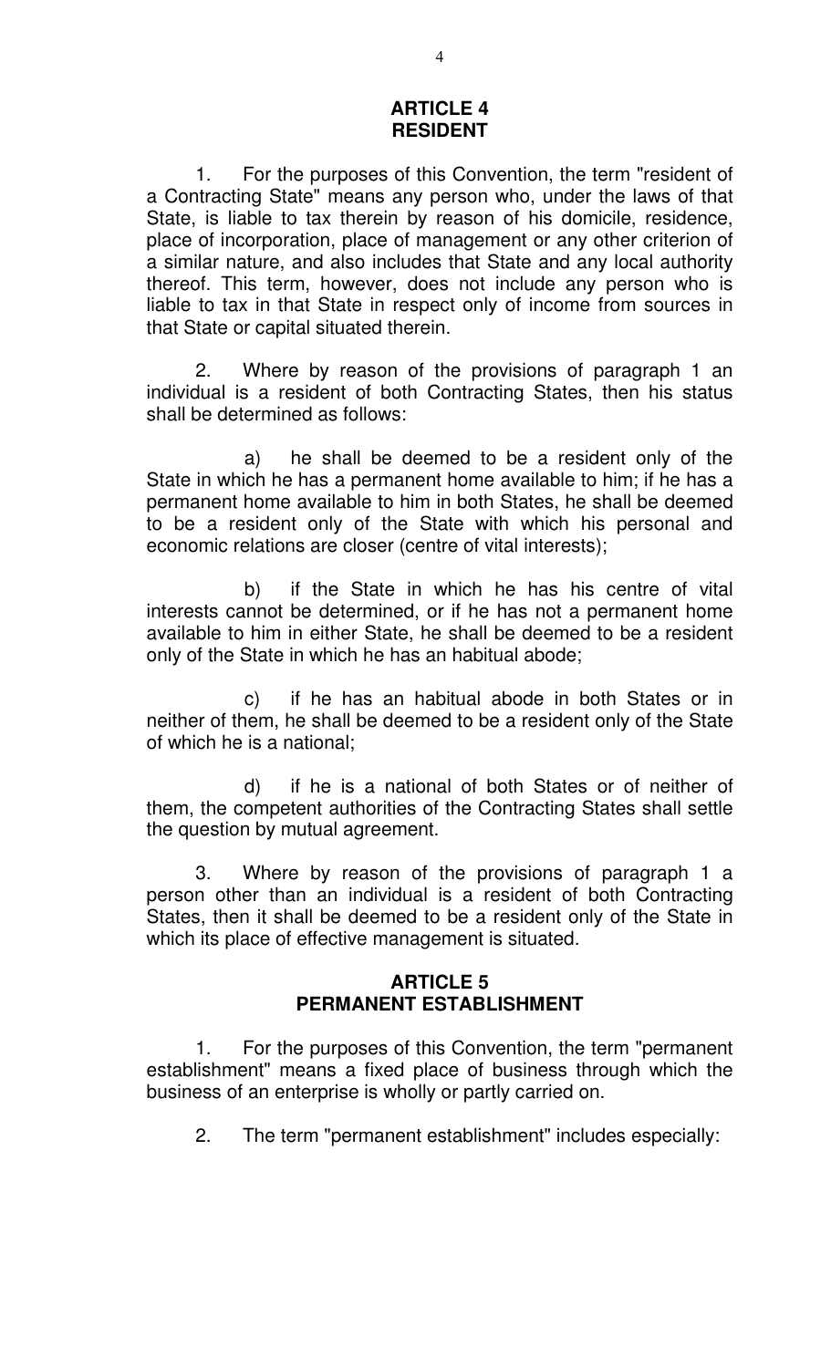## ARTICLE 4
## RESIDENT

1. For the purposes of this Convention, the term "resident of a Contracting State" means any person who, under the laws of that State, is liable to tax therein by reason of his domicile, residence, place of incorporation, place of management or any other criterion of a similar nature, and also includes that State and any local authority thereof. This term, however, does not include any person who is liable to tax in that State in respect only of income from sources in that State or capital situated therein.

2. Where by reason of the provisions of paragraph 1 an individual is a resident of both Contracting States, then his status shall be determined as follows:

a) he shall be deemed to be a resident only of the State in which he has a permanent home available to him; if he has a permanent home available to him in both States, he shall be deemed to be a resident only of the State with which his personal and economic relations are closer (centre of vital interests);

b) if the State in which he has his centre of vital interests cannot be determined, or if he has not a permanent home available to him in either State, he shall be deemed to be a resident only of the State in which he has an habitual abode;

c) if he has an habitual abode in both States or in neither of them, he shall be deemed to be a resident only of the State of which he is a national;

d) if he is a national of both States or of neither of them, the competent authorities of the Contracting States shall settle the question by mutual agreement.

3. Where by reason of the provisions of paragraph 1 a person other than an individual is a resident of both Contracting States, then it shall be deemed to be a resident only of the State in which its place of effective management is situated.

## ARTICLE 5
## PERMANENT ESTABLISHMENT

1. For the purposes of this Convention, the term "permanent establishment" means a fixed place of business through which the business of an enterprise is wholly or partly carried on.

2. The term "permanent establishment" includes especially: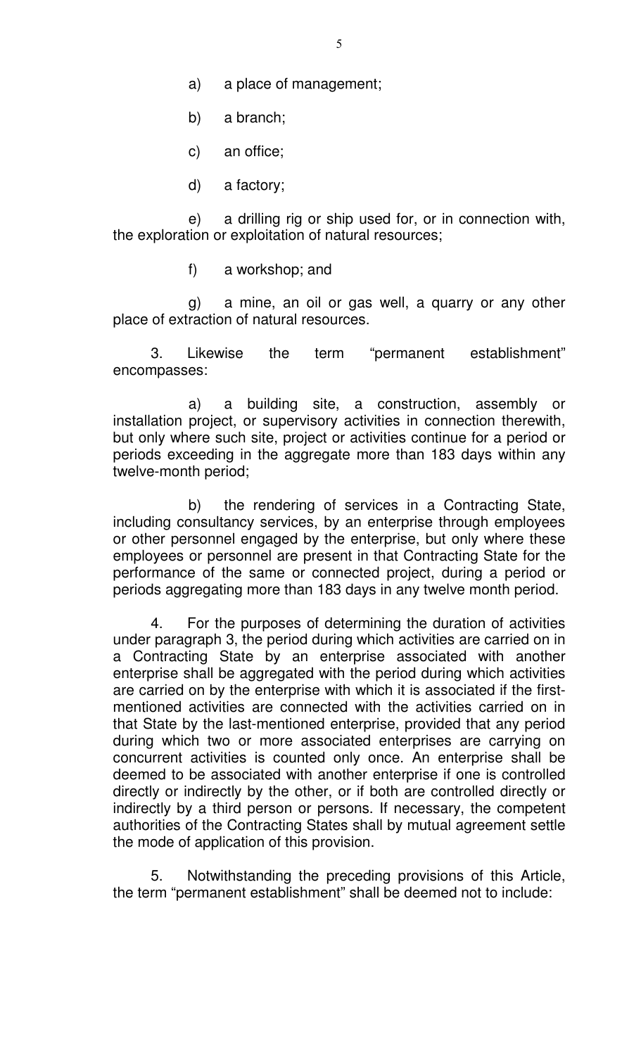a) a place of management;

b) a branch;

c) an office;

d) a factory;

e) a drilling rig or ship used for, or in connection with, the exploration or exploitation of natural resources;

f) a workshop; and

g) a mine, an oil or gas well, a quarry or any other place of extraction of natural resources.

3. Likewise the term "permanent establishment" encompasses:

a) a building site, a construction, assembly or installation project, or supervisory activities in connection therewith, but only where such site, project or activities continue for a period or periods exceeding in the aggregate more than 183 days within any twelve-month period;

b) the rendering of services in a Contracting State, including consultancy services, by an enterprise through employees or other personnel engaged by the enterprise, but only where these employees or personnel are present in that Contracting State for the performance of the same or connected project, during a period or periods aggregating more than 183 days in any twelve month period.

4. For the purposes of determining the duration of activities under paragraph 3, the period during which activities are carried on in a Contracting State by an enterprise associated with another enterprise shall be aggregated with the period during which activities are carried on by the enterprise with which it is associated if the first-mentioned activities are connected with the activities carried on in that State by the last-mentioned enterprise, provided that any period during which two or more associated enterprises are carrying on concurrent activities is counted only once. An enterprise shall be deemed to be associated with another enterprise if one is controlled directly or indirectly by the other, or if both are controlled directly or indirectly by a third person or persons. If necessary, the competent authorities of the Contracting States shall by mutual agreement settle the mode of application of this provision.

5. Notwithstanding the preceding provisions of this Article, the term "permanent establishment" shall be deemed not to include: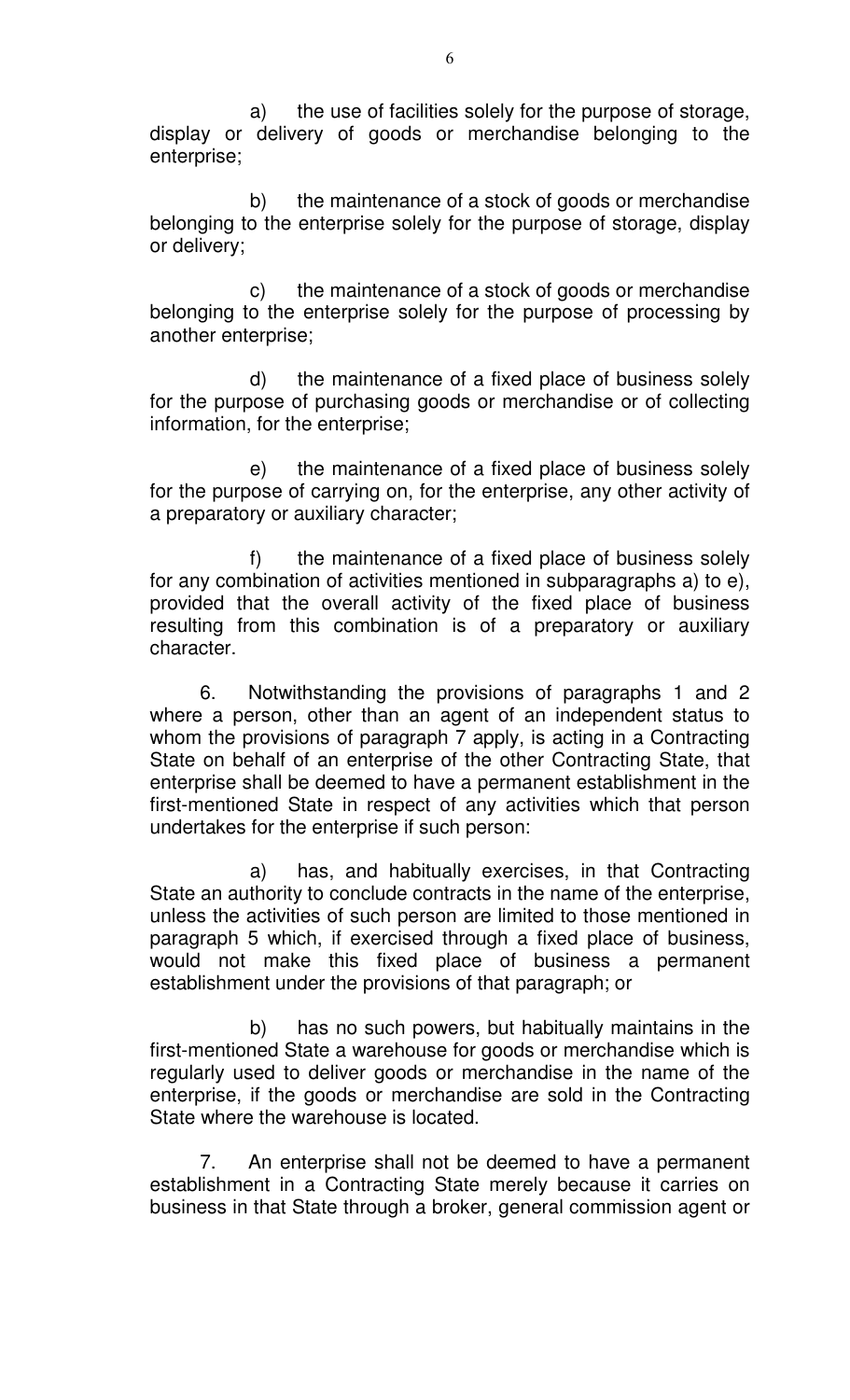a) the use of facilities solely for the purpose of storage, display or delivery of goods or merchandise belonging to the enterprise;

b) the maintenance of a stock of goods or merchandise belonging to the enterprise solely for the purpose of storage, display or delivery;

c) the maintenance of a stock of goods or merchandise belonging to the enterprise solely for the purpose of processing by another enterprise;

d) the maintenance of a fixed place of business solely for the purpose of purchasing goods or merchandise or of collecting information, for the enterprise;

e) the maintenance of a fixed place of business solely for the purpose of carrying on, for the enterprise, any other activity of a preparatory or auxiliary character;

f) the maintenance of a fixed place of business solely for any combination of activities mentioned in subparagraphs a) to e), provided that the overall activity of the fixed place of business resulting from this combination is of a preparatory or auxiliary character.

6. Notwithstanding the provisions of paragraphs 1 and 2 where a person, other than an agent of an independent status to whom the provisions of paragraph 7 apply, is acting in a Contracting State on behalf of an enterprise of the other Contracting State, that enterprise shall be deemed to have a permanent establishment in the first-mentioned State in respect of any activities which that person undertakes for the enterprise if such person:

a) has, and habitually exercises, in that Contracting State an authority to conclude contracts in the name of the enterprise, unless the activities of such person are limited to those mentioned in paragraph 5 which, if exercised through a fixed place of business, would not make this fixed place of business a permanent establishment under the provisions of that paragraph; or

b) has no such powers, but habitually maintains in the first-mentioned State a warehouse for goods or merchandise which is regularly used to deliver goods or merchandise in the name of the enterprise, if the goods or merchandise are sold in the Contracting State where the warehouse is located.

7. An enterprise shall not be deemed to have a permanent establishment in a Contracting State merely because it carries on business in that State through a broker, general commission agent or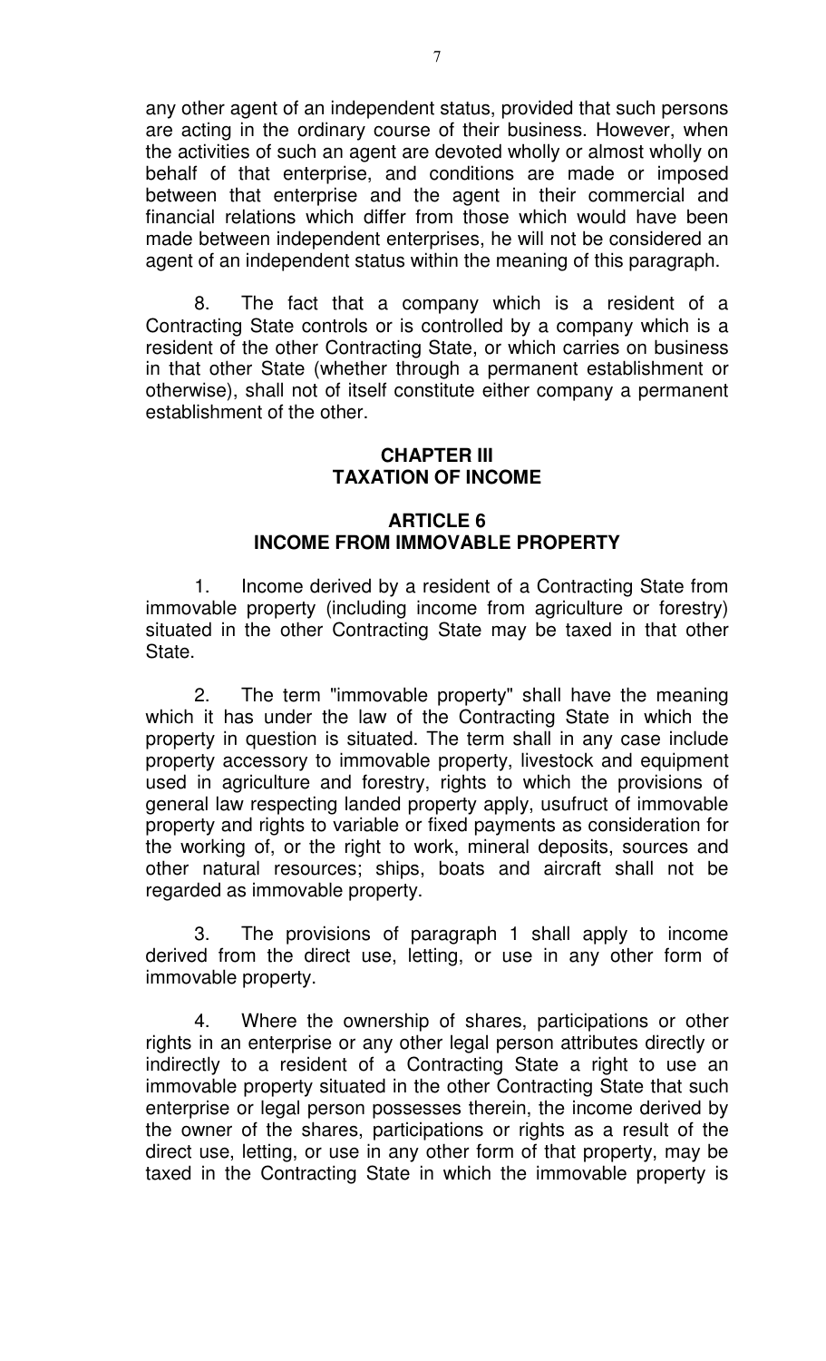any other agent of an independent status, provided that such persons are acting in the ordinary course of their business. However, when the activities of such an agent are devoted wholly or almost wholly on behalf of that enterprise, and conditions are made or imposed between that enterprise and the agent in their commercial and financial relations which differ from those which would have been made between independent enterprises, he will not be considered an agent of an independent status within the meaning of this paragraph.

8. The fact that a company which is a resident of a Contracting State controls or is controlled by a company which is a resident of the other Contracting State, or which carries on business in that other State (whether through a permanent establishment or otherwise), shall not of itself constitute either company a permanent establishment of the other.

## CHAPTER III
## TAXATION OF INCOME

### ARTICLE 6
### INCOME FROM IMMOVABLE PROPERTY

1. Income derived by a resident of a Contracting State from immovable property (including income from agriculture or forestry) situated in the other Contracting State may be taxed in that other State.

2. The term "immovable property" shall have the meaning which it has under the law of the Contracting State in which the property in question is situated. The term shall in any case include property accessory to immovable property, livestock and equipment used in agriculture and forestry, rights to which the provisions of general law respecting landed property apply, usufruct of immovable property and rights to variable or fixed payments as consideration for the working of, or the right to work, mineral deposits, sources and other natural resources; ships, boats and aircraft shall not be regarded as immovable property.

3. The provisions of paragraph 1 shall apply to income derived from the direct use, letting, or use in any other form of immovable property.

4. Where the ownership of shares, participations or other rights in an enterprise or any other legal person attributes directly or indirectly to a resident of a Contracting State a right to use an immovable property situated in the other Contracting State that such enterprise or legal person possesses therein, the income derived by the owner of the shares, participations or rights as a result of the direct use, letting, or use in any other form of that property, may be taxed in the Contracting State in which the immovable property is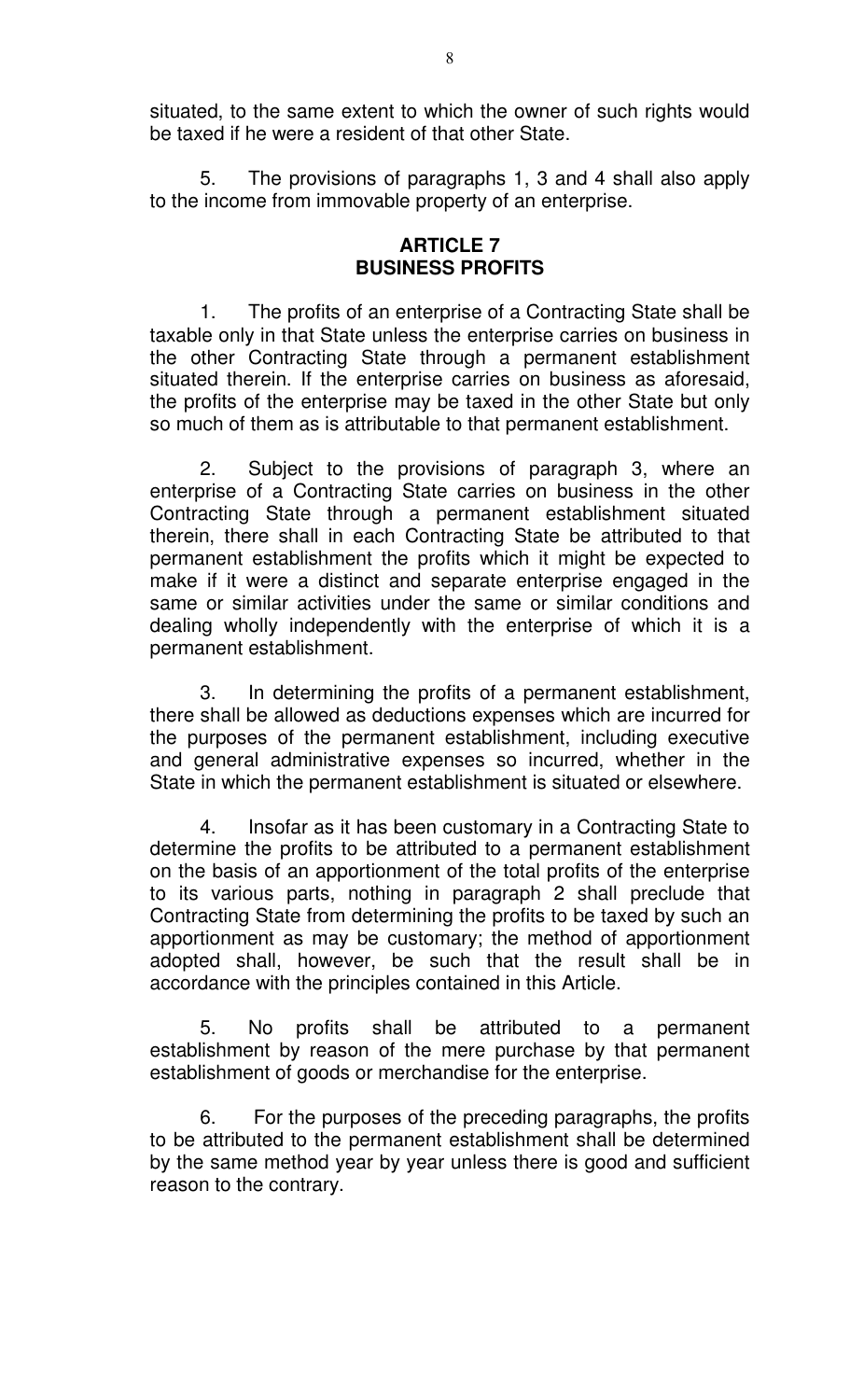situated, to the same extent to which the owner of such rights would be taxed if he were a resident of that other State.

5. The provisions of paragraphs 1, 3 and 4 shall also apply to the income from immovable property of an enterprise.

## ARTICLE 7
## BUSINESS PROFITS

1. The profits of an enterprise of a Contracting State shall be taxable only in that State unless the enterprise carries on business in the other Contracting State through a permanent establishment situated therein. If the enterprise carries on business as aforesaid, the profits of the enterprise may be taxed in the other State but only so much of them as is attributable to that permanent establishment.

2. Subject to the provisions of paragraph 3, where an enterprise of a Contracting State carries on business in the other Contracting State through a permanent establishment situated therein, there shall in each Contracting State be attributed to that permanent establishment the profits which it might be expected to make if it were a distinct and separate enterprise engaged in the same or similar activities under the same or similar conditions and dealing wholly independently with the enterprise of which it is a permanent establishment.

3. In determining the profits of a permanent establishment, there shall be allowed as deductions expenses which are incurred for the purposes of the permanent establishment, including executive and general administrative expenses so incurred, whether in the State in which the permanent establishment is situated or elsewhere.

4. Insofar as it has been customary in a Contracting State to determine the profits to be attributed to a permanent establishment on the basis of an apportionment of the total profits of the enterprise to its various parts, nothing in paragraph 2 shall preclude that Contracting State from determining the profits to be taxed by such an apportionment as may be customary; the method of apportionment adopted shall, however, be such that the result shall be in accordance with the principles contained in this Article.

5. No profits shall be attributed to a permanent establishment by reason of the mere purchase by that permanent establishment of goods or merchandise for the enterprise.

6. For the purposes of the preceding paragraphs, the profits to be attributed to the permanent establishment shall be determined by the same method year by year unless there is good and sufficient reason to the contrary.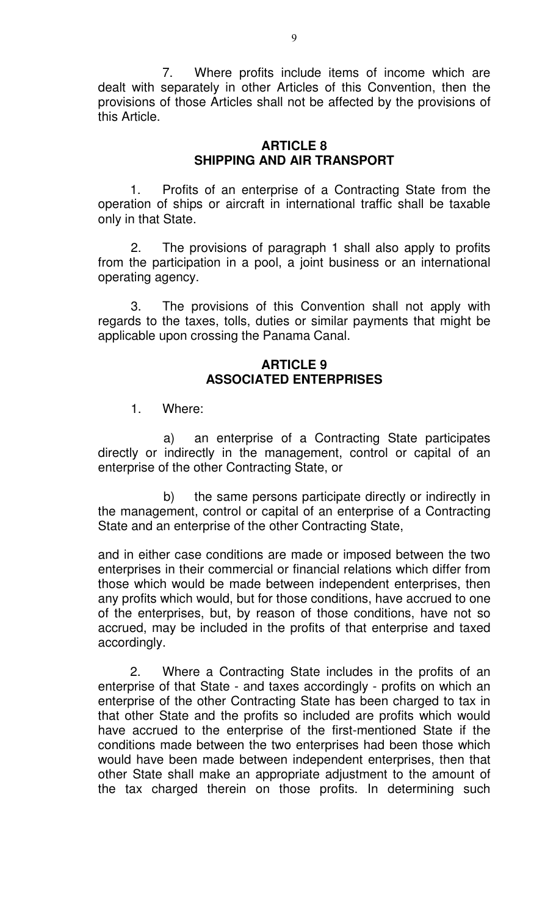7. Where profits include items of income which are dealt with separately in other Articles of this Convention, then the provisions of those Articles shall not be affected by the provisions of this Article.

## ARTICLE 8
## SHIPPING AND AIR TRANSPORT

1. Profits of an enterprise of a Contracting State from the operation of ships or aircraft in international traffic shall be taxable only in that State.

2. The provisions of paragraph 1 shall also apply to profits from the participation in a pool, a joint business or an international operating agency.

3. The provisions of this Convention shall not apply with regards to the taxes, tolls, duties or similar payments that might be applicable upon crossing the Panama Canal.

## ARTICLE 9
## ASSOCIATED ENTERPRISES

1. Where:

a) an enterprise of a Contracting State participates directly or indirectly in the management, control or capital of an enterprise of the other Contracting State, or

b) the same persons participate directly or indirectly in the management, control or capital of an enterprise of a Contracting State and an enterprise of the other Contracting State,

and in either case conditions are made or imposed between the two enterprises in their commercial or financial relations which differ from those which would be made between independent enterprises, then any profits which would, but for those conditions, have accrued to one of the enterprises, but, by reason of those conditions, have not so accrued, may be included in the profits of that enterprise and taxed accordingly.

2. Where a Contracting State includes in the profits of an enterprise of that State - and taxes accordingly - profits on which an enterprise of the other Contracting State has been charged to tax in that other State and the profits so included are profits which would have accrued to the enterprise of the first-mentioned State if the conditions made between the two enterprises had been those which would have been made between independent enterprises, then that other State shall make an appropriate adjustment to the amount of the tax charged therein on those profits. In determining such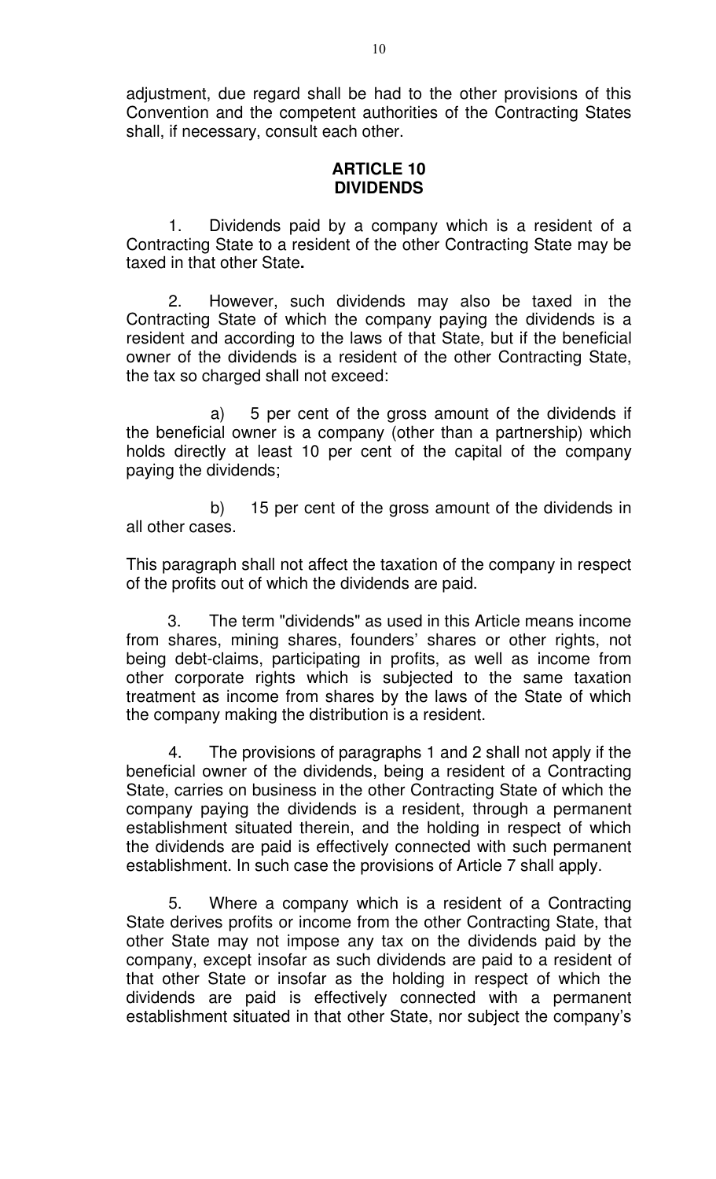adjustment, due regard shall be had to the other provisions of this Convention and the competent authorities of the Contracting States shall, if necessary, consult each other.

## ARTICLE 10
## DIVIDENDS

1. Dividends paid by a company which is a resident of a Contracting State to a resident of the other Contracting State may be taxed in that other State**.**

2. However, such dividends may also be taxed in the Contracting State of which the company paying the dividends is a resident and according to the laws of that State, but if the beneficial owner of the dividends is a resident of the other Contracting State, the tax so charged shall not exceed:

a) 5 per cent of the gross amount of the dividends if the beneficial owner is a company (other than a partnership) which holds directly at least 10 per cent of the capital of the company paying the dividends;

b) 15 per cent of the gross amount of the dividends in all other cases.

This paragraph shall not affect the taxation of the company in respect of the profits out of which the dividends are paid.

3. The term "dividends" as used in this Article means income from shares, mining shares, founders' shares or other rights, not being debt-claims, participating in profits, as well as income from other corporate rights which is subjected to the same taxation treatment as income from shares by the laws of the State of which the company making the distribution is a resident.

4. The provisions of paragraphs 1 and 2 shall not apply if the beneficial owner of the dividends, being a resident of a Contracting State, carries on business in the other Contracting State of which the company paying the dividends is a resident, through a permanent establishment situated therein, and the holding in respect of which the dividends are paid is effectively connected with such permanent establishment. In such case the provisions of Article 7 shall apply.

5. Where a company which is a resident of a Contracting State derives profits or income from the other Contracting State, that other State may not impose any tax on the dividends paid by the company, except insofar as such dividends are paid to a resident of that other State or insofar as the holding in respect of which the dividends are paid is effectively connected with a permanent establishment situated in that other State, nor subject the company's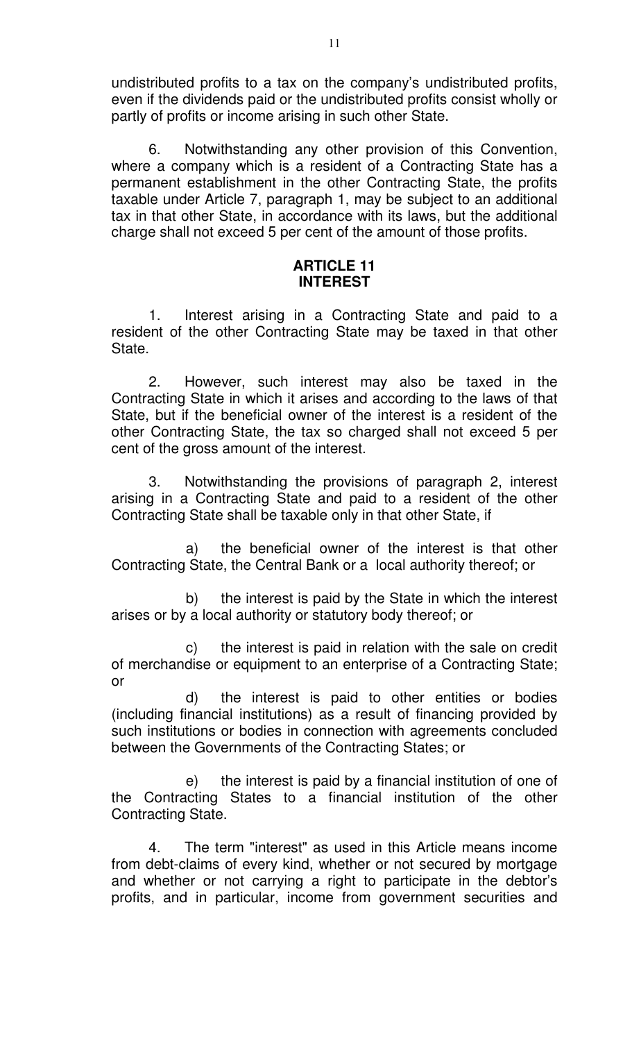undistributed profits to a tax on the company's undistributed profits, even if the dividends paid or the undistributed profits consist wholly or partly of profits or income arising in such other State.

6. Notwithstanding any other provision of this Convention, where a company which is a resident of a Contracting State has a permanent establishment in the other Contracting State, the profits taxable under Article 7, paragraph 1, may be subject to an additional tax in that other State, in accordance with its laws, but the additional charge shall not exceed 5 per cent of the amount of those profits.

## ARTICLE 11
## INTEREST

1. Interest arising in a Contracting State and paid to a resident of the other Contracting State may be taxed in that other State.

2. However, such interest may also be taxed in the Contracting State in which it arises and according to the laws of that State, but if the beneficial owner of the interest is a resident of the other Contracting State, the tax so charged shall not exceed 5 per cent of the gross amount of the interest.

3. Notwithstanding the provisions of paragraph 2, interest arising in a Contracting State and paid to a resident of the other Contracting State shall be taxable only in that other State, if

a) the beneficial owner of the interest is that other Contracting State, the Central Bank or a local authority thereof; or

b) the interest is paid by the State in which the interest arises or by a local authority or statutory body thereof; or

c) the interest is paid in relation with the sale on credit of merchandise or equipment to an enterprise of a Contracting State; or

d) the interest is paid to other entities or bodies (including financial institutions) as a result of financing provided by such institutions or bodies in connection with agreements concluded between the Governments of the Contracting States; or

e) the interest is paid by a financial institution of one of the Contracting States to a financial institution of the other Contracting State.

4. The term "interest" as used in this Article means income from debt-claims of every kind, whether or not secured by mortgage and whether or not carrying a right to participate in the debtor's profits, and in particular, income from government securities and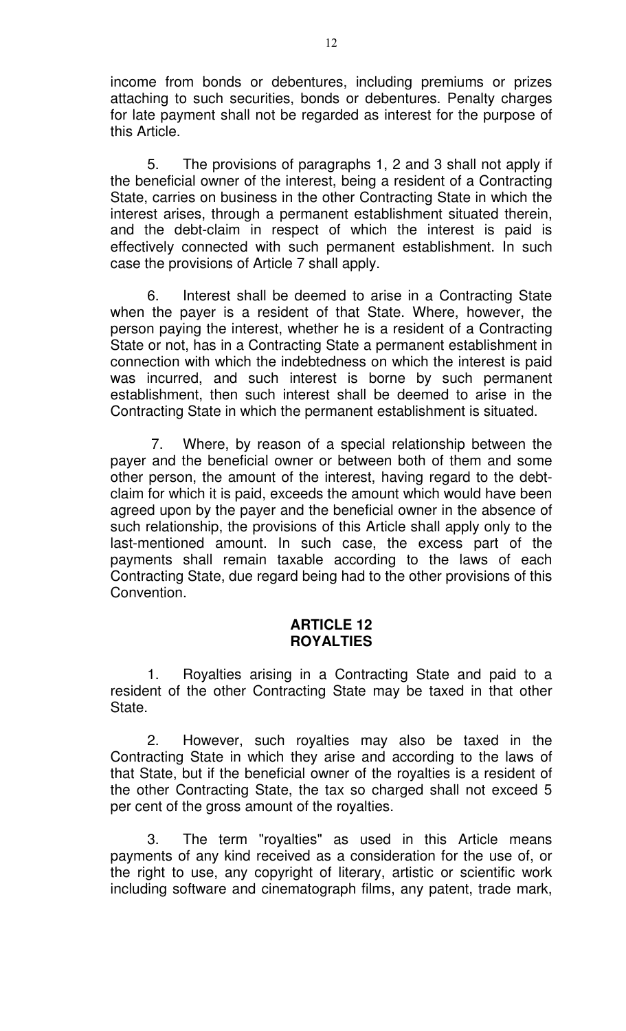income from bonds or debentures, including premiums or prizes attaching to such securities, bonds or debentures. Penalty charges for late payment shall not be regarded as interest for the purpose of this Article.

5. The provisions of paragraphs 1, 2 and 3 shall not apply if the beneficial owner of the interest, being a resident of a Contracting State, carries on business in the other Contracting State in which the interest arises, through a permanent establishment situated therein, and the debt-claim in respect of which the interest is paid is effectively connected with such permanent establishment. In such case the provisions of Article 7 shall apply.

6. Interest shall be deemed to arise in a Contracting State when the payer is a resident of that State. Where, however, the person paying the interest, whether he is a resident of a Contracting State or not, has in a Contracting State a permanent establishment in connection with which the indebtedness on which the interest is paid was incurred, and such interest is borne by such permanent establishment, then such interest shall be deemed to arise in the Contracting State in which the permanent establishment is situated.

7. Where, by reason of a special relationship between the payer and the beneficial owner or between both of them and some other person, the amount of the interest, having regard to the debt-claim for which it is paid, exceeds the amount which would have been agreed upon by the payer and the beneficial owner in the absence of such relationship, the provisions of this Article shall apply only to the last-mentioned amount. In such case, the excess part of the payments shall remain taxable according to the laws of each Contracting State, due regard being had to the other provisions of this Convention.

## ARTICLE 12
## ROYALTIES

1. Royalties arising in a Contracting State and paid to a resident of the other Contracting State may be taxed in that other State.

2. However, such royalties may also be taxed in the Contracting State in which they arise and according to the laws of that State, but if the beneficial owner of the royalties is a resident of the other Contracting State, the tax so charged shall not exceed 5 per cent of the gross amount of the royalties.

3. The term "royalties" as used in this Article means payments of any kind received as a consideration for the use of, or the right to use, any copyright of literary, artistic or scientific work including software and cinematograph films, any patent, trade mark,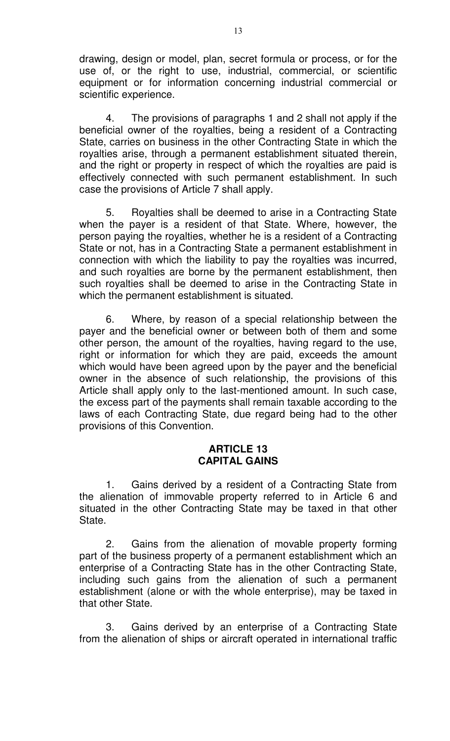drawing, design or model, plan, secret formula or process, or for the use of, or the right to use, industrial, commercial, or scientific equipment or for information concerning industrial commercial or scientific experience.

4. The provisions of paragraphs 1 and 2 shall not apply if the beneficial owner of the royalties, being a resident of a Contracting State, carries on business in the other Contracting State in which the royalties arise, through a permanent establishment situated therein, and the right or property in respect of which the royalties are paid is effectively connected with such permanent establishment. In such case the provisions of Article 7 shall apply.

5. Royalties shall be deemed to arise in a Contracting State when the payer is a resident of that State. Where, however, the person paying the royalties, whether he is a resident of a Contracting State or not, has in a Contracting State a permanent establishment in connection with which the liability to pay the royalties was incurred, and such royalties are borne by the permanent establishment, then such royalties shall be deemed to arise in the Contracting State in which the permanent establishment is situated.

6. Where, by reason of a special relationship between the payer and the beneficial owner or between both of them and some other person, the amount of the royalties, having regard to the use, right or information for which they are paid, exceeds the amount which would have been agreed upon by the payer and the beneficial owner in the absence of such relationship, the provisions of this Article shall apply only to the last-mentioned amount. In such case, the excess part of the payments shall remain taxable according to the laws of each Contracting State, due regard being had to the other provisions of this Convention.

## ARTICLE 13
## CAPITAL GAINS

1. Gains derived by a resident of a Contracting State from the alienation of immovable property referred to in Article 6 and situated in the other Contracting State may be taxed in that other State.

2. Gains from the alienation of movable property forming part of the business property of a permanent establishment which an enterprise of a Contracting State has in the other Contracting State, including such gains from the alienation of such a permanent establishment (alone or with the whole enterprise), may be taxed in that other State.

3. Gains derived by an enterprise of a Contracting State from the alienation of ships or aircraft operated in international traffic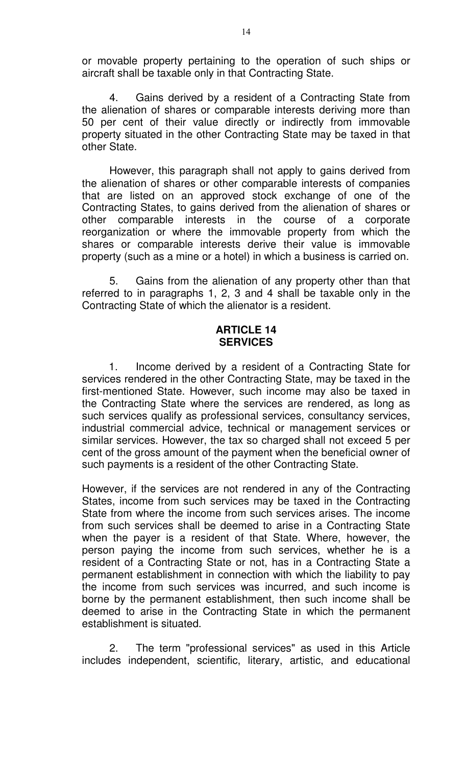or movable property pertaining to the operation of such ships or aircraft shall be taxable only in that Contracting State.

4. Gains derived by a resident of a Contracting State from the alienation of shares or comparable interests deriving more than 50 per cent of their value directly or indirectly from immovable property situated in the other Contracting State may be taxed in that other State.

However, this paragraph shall not apply to gains derived from the alienation of shares or other comparable interests of companies that are listed on an approved stock exchange of one of the Contracting States, to gains derived from the alienation of shares or other comparable interests in the course of a corporate reorganization or where the immovable property from which the shares or comparable interests derive their value is immovable property (such as a mine or a hotel) in which a business is carried on.

5. Gains from the alienation of any property other than that referred to in paragraphs 1, 2, 3 and 4 shall be taxable only in the Contracting State of which the alienator is a resident.

## ARTICLE 14
## SERVICES

1. Income derived by a resident of a Contracting State for services rendered in the other Contracting State, may be taxed in the first-mentioned State. However, such income may also be taxed in the Contracting State where the services are rendered, as long as such services qualify as professional services, consultancy services, industrial commercial advice, technical or management services or similar services. However, the tax so charged shall not exceed 5 per cent of the gross amount of the payment when the beneficial owner of such payments is a resident of the other Contracting State.

However, if the services are not rendered in any of the Contracting States, income from such services may be taxed in the Contracting State from where the income from such services arises. The income from such services shall be deemed to arise in a Contracting State when the payer is a resident of that State. Where, however, the person paying the income from such services, whether he is a resident of a Contracting State or not, has in a Contracting State a permanent establishment in connection with which the liability to pay the income from such services was incurred, and such income is borne by the permanent establishment, then such income shall be deemed to arise in the Contracting State in which the permanent establishment is situated.

2. The term "professional services" as used in this Article includes independent, scientific, literary, artistic, and educational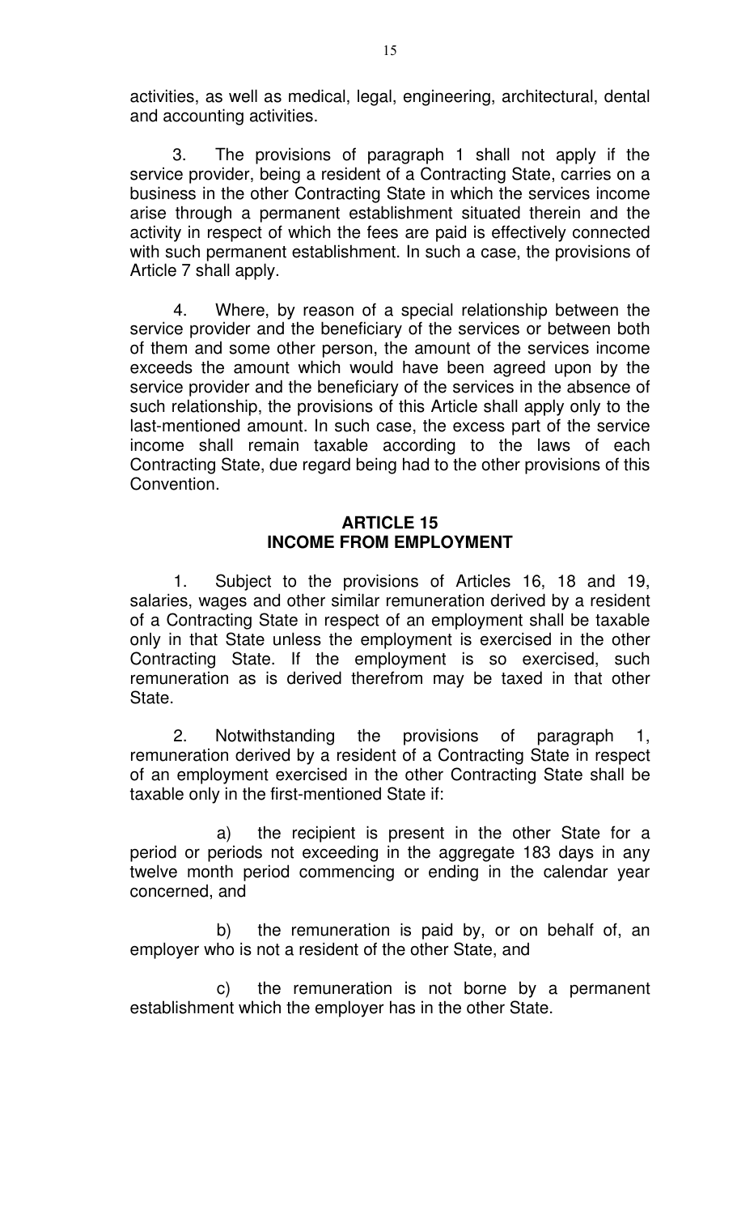activities, as well as medical, legal, engineering, architectural, dental and accounting activities.

3. The provisions of paragraph 1 shall not apply if the service provider, being a resident of a Contracting State, carries on a business in the other Contracting State in which the services income arise through a permanent establishment situated therein and the activity in respect of which the fees are paid is effectively connected with such permanent establishment. In such a case, the provisions of Article 7 shall apply.

4. Where, by reason of a special relationship between the service provider and the beneficiary of the services or between both of them and some other person, the amount of the services income exceeds the amount which would have been agreed upon by the service provider and the beneficiary of the services in the absence of such relationship, the provisions of this Article shall apply only to the last-mentioned amount. In such case, the excess part of the service income shall remain taxable according to the laws of each Contracting State, due regard being had to the other provisions of this Convention.

## ARTICLE 15
## INCOME FROM EMPLOYMENT

1. Subject to the provisions of Articles 16, 18 and 19, salaries, wages and other similar remuneration derived by a resident of a Contracting State in respect of an employment shall be taxable only in that State unless the employment is exercised in the other Contracting State. If the employment is so exercised, such remuneration as is derived therefrom may be taxed in that other State.

2. Notwithstanding the provisions of paragraph 1, remuneration derived by a resident of a Contracting State in respect of an employment exercised in the other Contracting State shall be taxable only in the first-mentioned State if:

a) the recipient is present in the other State for a period or periods not exceeding in the aggregate 183 days in any twelve month period commencing or ending in the calendar year concerned, and

b) the remuneration is paid by, or on behalf of, an employer who is not a resident of the other State, and

c) the remuneration is not borne by a permanent establishment which the employer has in the other State.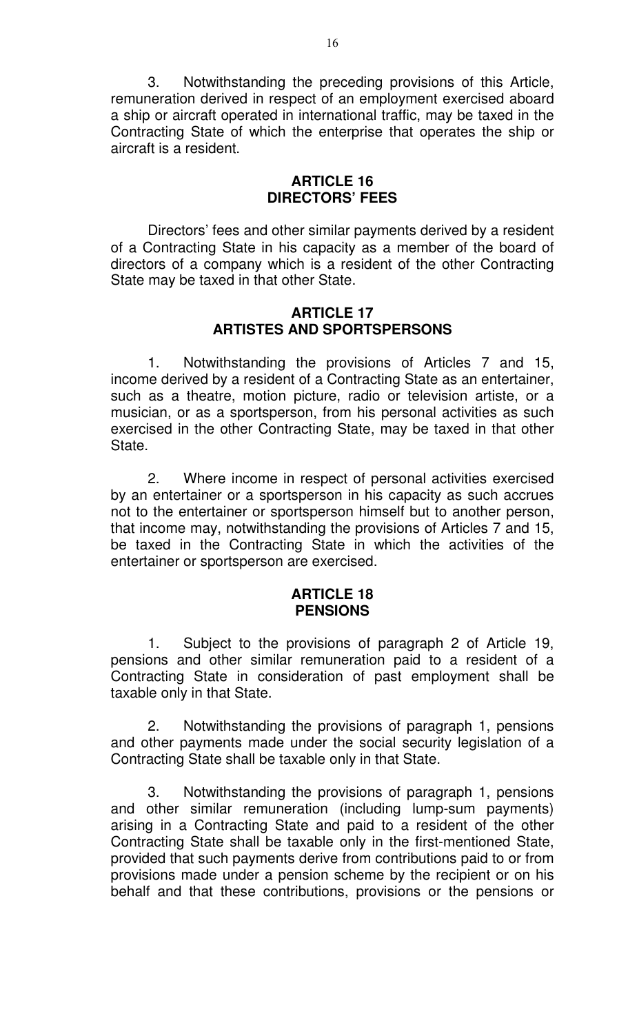3. Notwithstanding the preceding provisions of this Article, remuneration derived in respect of an employment exercised aboard a ship or aircraft operated in international traffic, may be taxed in the Contracting State of which the enterprise that operates the ship or aircraft is a resident.

## ARTICLE 16
## DIRECTORS' FEES

Directors' fees and other similar payments derived by a resident of a Contracting State in his capacity as a member of the board of directors of a company which is a resident of the other Contracting State may be taxed in that other State.

## ARTICLE 17
## ARTISTES AND SPORTSPERSONS

1. Notwithstanding the provisions of Articles 7 and 15, income derived by a resident of a Contracting State as an entertainer, such as a theatre, motion picture, radio or television artiste, or a musician, or as a sportsperson, from his personal activities as such exercised in the other Contracting State, may be taxed in that other State.

2. Where income in respect of personal activities exercised by an entertainer or a sportsperson in his capacity as such accrues not to the entertainer or sportsperson himself but to another person, that income may, notwithstanding the provisions of Articles 7 and 15, be taxed in the Contracting State in which the activities of the entertainer or sportsperson are exercised.

## ARTICLE 18
## PENSIONS

1. Subject to the provisions of paragraph 2 of Article 19, pensions and other similar remuneration paid to a resident of a Contracting State in consideration of past employment shall be taxable only in that State.

2. Notwithstanding the provisions of paragraph 1, pensions and other payments made under the social security legislation of a Contracting State shall be taxable only in that State.

3. Notwithstanding the provisions of paragraph 1, pensions and other similar remuneration (including lump-sum payments) arising in a Contracting State and paid to a resident of the other Contracting State shall be taxable only in the first-mentioned State, provided that such payments derive from contributions paid to or from provisions made under a pension scheme by the recipient or on his behalf and that these contributions, provisions or the pensions or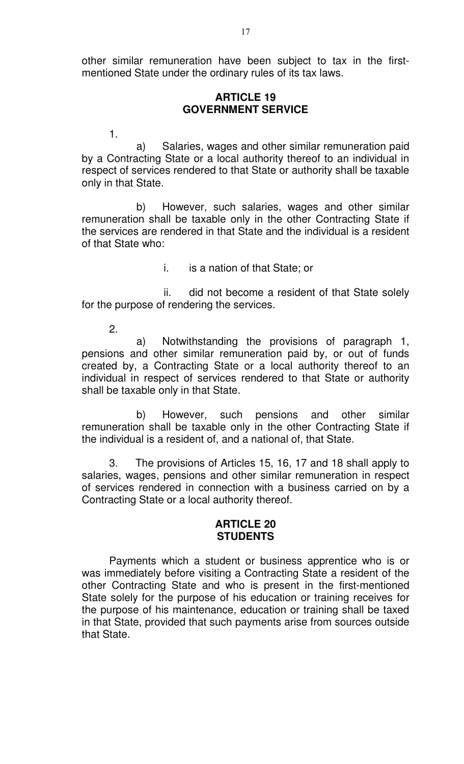other similar remuneration have been subject to tax in the first-mentioned State under the ordinary rules of its tax laws.

## ARTICLE 19
## GOVERNMENT SERVICE

1.

a) Salaries, wages and other similar remuneration paid by a Contracting State or a local authority thereof to an individual in respect of services rendered to that State or authority shall be taxable only in that State.

b) However, such salaries, wages and other similar remuneration shall be taxable only in the other Contracting State if the services are rendered in that State and the individual is a resident of that State who:

i. is a nation of that State; or

ii. did not become a resident of that State solely for the purpose of rendering the services.

2.

a) Notwithstanding the provisions of paragraph 1, pensions and other similar remuneration paid by, or out of funds created by, a Contracting State or a local authority thereof to an individual in respect of services rendered to that State or authority shall be taxable only in that State.

b) However, such pensions and other similar remuneration shall be taxable only in the other Contracting State if the individual is a resident of, and a national of, that State.

3. The provisions of Articles 15, 16, 17 and 18 shall apply to salaries, wages, pensions and other similar remuneration in respect of services rendered in connection with a business carried on by a Contracting State or a local authority thereof.

## ARTICLE 20
## STUDENTS

Payments which a student or business apprentice who is or was immediately before visiting a Contracting State a resident of the other Contracting State and who is present in the first-mentioned State solely for the purpose of his education or training receives for the purpose of his maintenance, education or training shall be taxed in that State, provided that such payments arise from sources outside that State.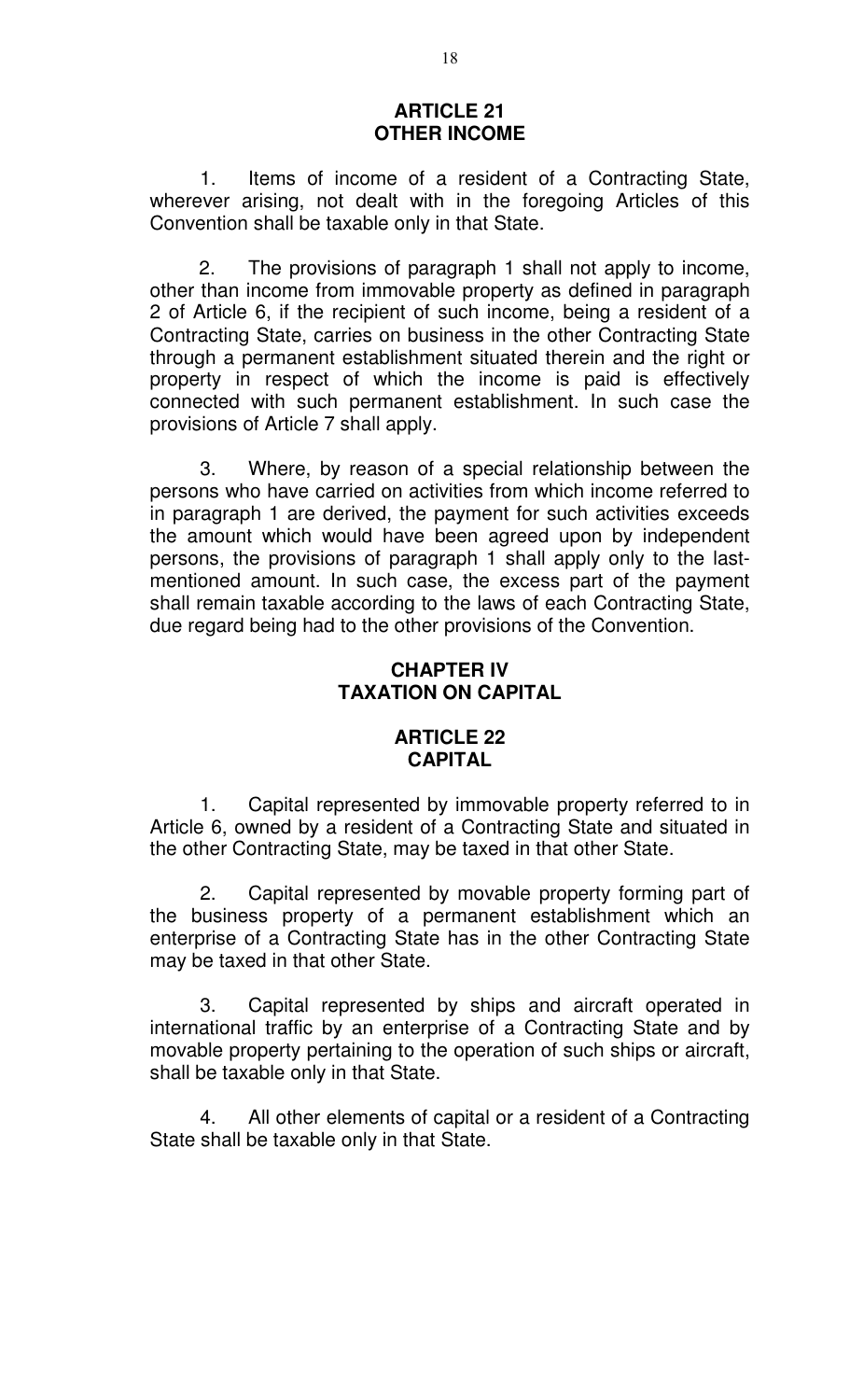## ARTICLE 21
## OTHER INCOME

1. Items of income of a resident of a Contracting State, wherever arising, not dealt with in the foregoing Articles of this Convention shall be taxable only in that State.

2. The provisions of paragraph 1 shall not apply to income, other than income from immovable property as defined in paragraph 2 of Article 6, if the recipient of such income, being a resident of a Contracting State, carries on business in the other Contracting State through a permanent establishment situated therein and the right or property in respect of which the income is paid is effectively connected with such permanent establishment. In such case the provisions of Article 7 shall apply.

3. Where, by reason of a special relationship between the persons who have carried on activities from which income referred to in paragraph 1 are derived, the payment for such activities exceeds the amount which would have been agreed upon by independent persons, the provisions of paragraph 1 shall apply only to the last-mentioned amount. In such case, the excess part of the payment shall remain taxable according to the laws of each Contracting State, due regard being had to the other provisions of the Convention.

# CHAPTER IV
# TAXATION ON CAPITAL

## ARTICLE 22
## CAPITAL

1. Capital represented by immovable property referred to in Article 6, owned by a resident of a Contracting State and situated in the other Contracting State, may be taxed in that other State.

2. Capital represented by movable property forming part of the business property of a permanent establishment which an enterprise of a Contracting State has in the other Contracting State may be taxed in that other State.

3. Capital represented by ships and aircraft operated in international traffic by an enterprise of a Contracting State and by movable property pertaining to the operation of such ships or aircraft, shall be taxable only in that State.

4. All other elements of capital or a resident of a Contracting State shall be taxable only in that State.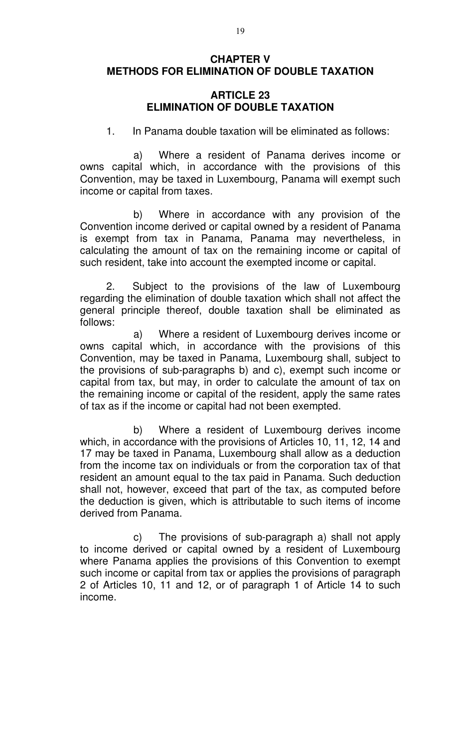## CHAPTER V
## METHODS FOR ELIMINATION OF DOUBLE TAXATION

### ARTICLE 23
### ELIMINATION OF DOUBLE TAXATION

1. In Panama double taxation will be eliminated as follows:

a) Where a resident of Panama derives income or owns capital which, in accordance with the provisions of this Convention, may be taxed in Luxembourg, Panama will exempt such income or capital from taxes.

b) Where in accordance with any provision of the Convention income derived or capital owned by a resident of Panama is exempt from tax in Panama, Panama may nevertheless, in calculating the amount of tax on the remaining income or capital of such resident, take into account the exempted income or capital.

2. Subject to the provisions of the law of Luxembourg regarding the elimination of double taxation which shall not affect the general principle thereof, double taxation shall be eliminated as follows:

a) Where a resident of Luxembourg derives income or owns capital which, in accordance with the provisions of this Convention, may be taxed in Panama, Luxembourg shall, subject to the provisions of sub-paragraphs b) and c), exempt such income or capital from tax, but may, in order to calculate the amount of tax on the remaining income or capital of the resident, apply the same rates of tax as if the income or capital had not been exempted.

b) Where a resident of Luxembourg derives income which, in accordance with the provisions of Articles 10, 11, 12, 14 and 17 may be taxed in Panama, Luxembourg shall allow as a deduction from the income tax on individuals or from the corporation tax of that resident an amount equal to the tax paid in Panama. Such deduction shall not, however, exceed that part of the tax, as computed before the deduction is given, which is attributable to such items of income derived from Panama.

c) The provisions of sub-paragraph a) shall not apply to income derived or capital owned by a resident of Luxembourg where Panama applies the provisions of this Convention to exempt such income or capital from tax or applies the provisions of paragraph 2 of Articles 10, 11 and 12, or of paragraph 1 of Article 14 to such income.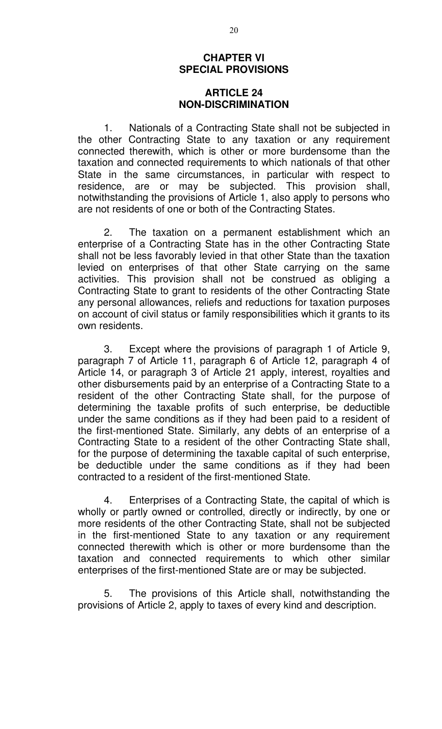# CHAPTER VI
# SPECIAL PROVISIONS

## ARTICLE 24
## NON-DISCRIMINATION

1. Nationals of a Contracting State shall not be subjected in the other Contracting State to any taxation or any requirement connected therewith, which is other or more burdensome than the taxation and connected requirements to which nationals of that other State in the same circumstances, in particular with respect to residence, are or may be subjected. This provision shall, notwithstanding the provisions of Article 1, also apply to persons who are not residents of one or both of the Contracting States.

2. The taxation on a permanent establishment which an enterprise of a Contracting State has in the other Contracting State shall not be less favorably levied in that other State than the taxation levied on enterprises of that other State carrying on the same activities. This provision shall not be construed as obliging a Contracting State to grant to residents of the other Contracting State any personal allowances, reliefs and reductions for taxation purposes on account of civil status or family responsibilities which it grants to its own residents.

3. Except where the provisions of paragraph 1 of Article 9, paragraph 7 of Article 11, paragraph 6 of Article 12, paragraph 4 of Article 14, or paragraph 3 of Article 21 apply, interest, royalties and other disbursements paid by an enterprise of a Contracting State to a resident of the other Contracting State shall, for the purpose of determining the taxable profits of such enterprise, be deductible under the same conditions as if they had been paid to a resident of the first-mentioned State. Similarly, any debts of an enterprise of a Contracting State to a resident of the other Contracting State shall, for the purpose of determining the taxable capital of such enterprise, be deductible under the same conditions as if they had been contracted to a resident of the first-mentioned State.

4. Enterprises of a Contracting State, the capital of which is wholly or partly owned or controlled, directly or indirectly, by one or more residents of the other Contracting State, shall not be subjected in the first-mentioned State to any taxation or any requirement connected therewith which is other or more burdensome than the taxation and connected requirements to which other similar enterprises of the first-mentioned State are or may be subjected.

5. The provisions of this Article shall, notwithstanding the provisions of Article 2, apply to taxes of every kind and description.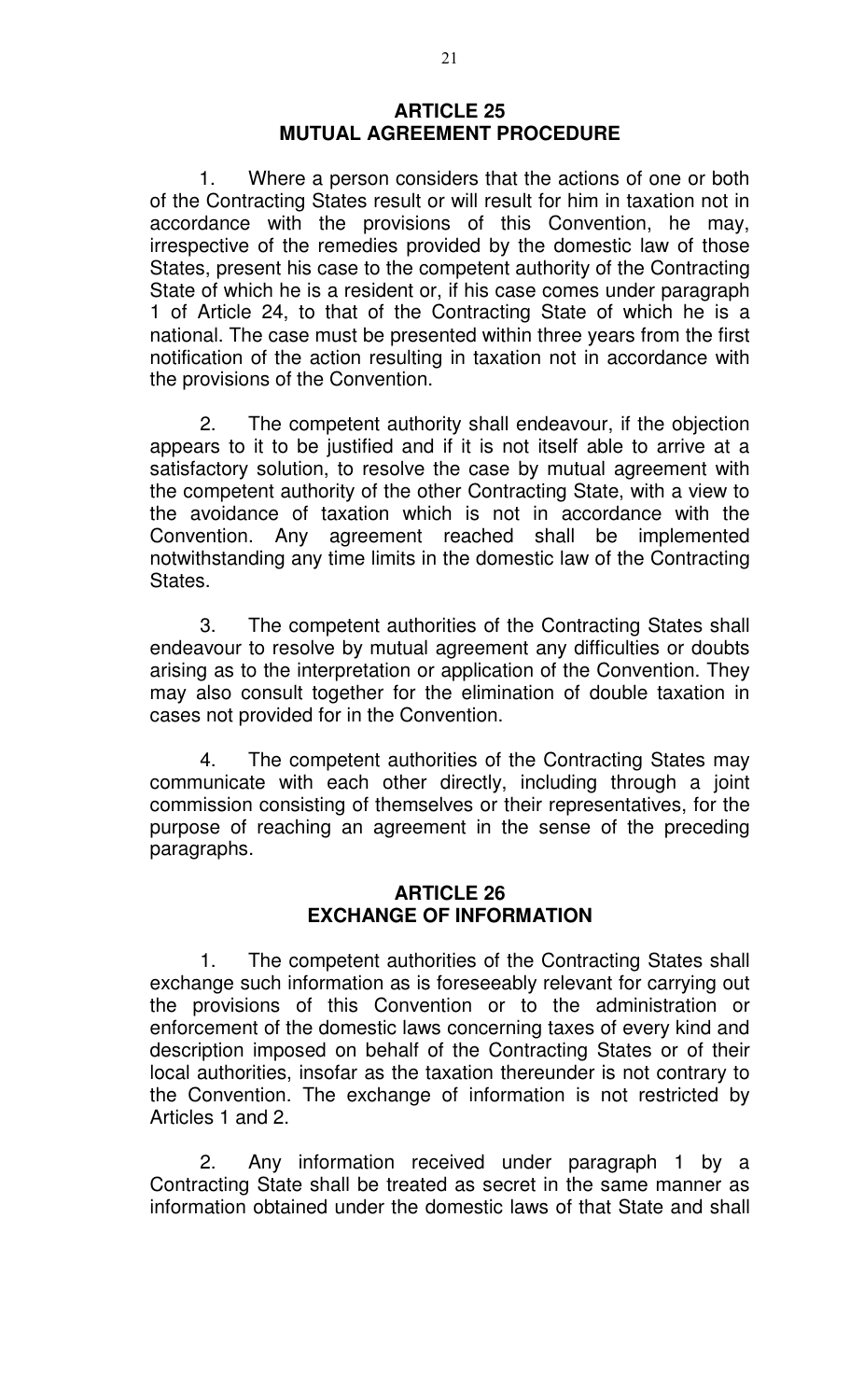## ARTICLE 25
## MUTUAL AGREEMENT PROCEDURE

1. Where a person considers that the actions of one or both of the Contracting States result or will result for him in taxation not in accordance with the provisions of this Convention, he may, irrespective of the remedies provided by the domestic law of those States, present his case to the competent authority of the Contracting State of which he is a resident or, if his case comes under paragraph 1 of Article 24, to that of the Contracting State of which he is a national. The case must be presented within three years from the first notification of the action resulting in taxation not in accordance with the provisions of the Convention.

2. The competent authority shall endeavour, if the objection appears to it to be justified and if it is not itself able to arrive at a satisfactory solution, to resolve the case by mutual agreement with the competent authority of the other Contracting State, with a view to the avoidance of taxation which is not in accordance with the Convention. Any agreement reached shall be implemented notwithstanding any time limits in the domestic law of the Contracting States.

3. The competent authorities of the Contracting States shall endeavour to resolve by mutual agreement any difficulties or doubts arising as to the interpretation or application of the Convention. They may also consult together for the elimination of double taxation in cases not provided for in the Convention.

4. The competent authorities of the Contracting States may communicate with each other directly, including through a joint commission consisting of themselves or their representatives, for the purpose of reaching an agreement in the sense of the preceding paragraphs.

## ARTICLE 26
## EXCHANGE OF INFORMATION

1. The competent authorities of the Contracting States shall exchange such information as is foreseeably relevant for carrying out the provisions of this Convention or to the administration or enforcement of the domestic laws concerning taxes of every kind and description imposed on behalf of the Contracting States or of their local authorities, insofar as the taxation thereunder is not contrary to the Convention. The exchange of information is not restricted by Articles 1 and 2.

2. Any information received under paragraph 1 by a Contracting State shall be treated as secret in the same manner as information obtained under the domestic laws of that State and shall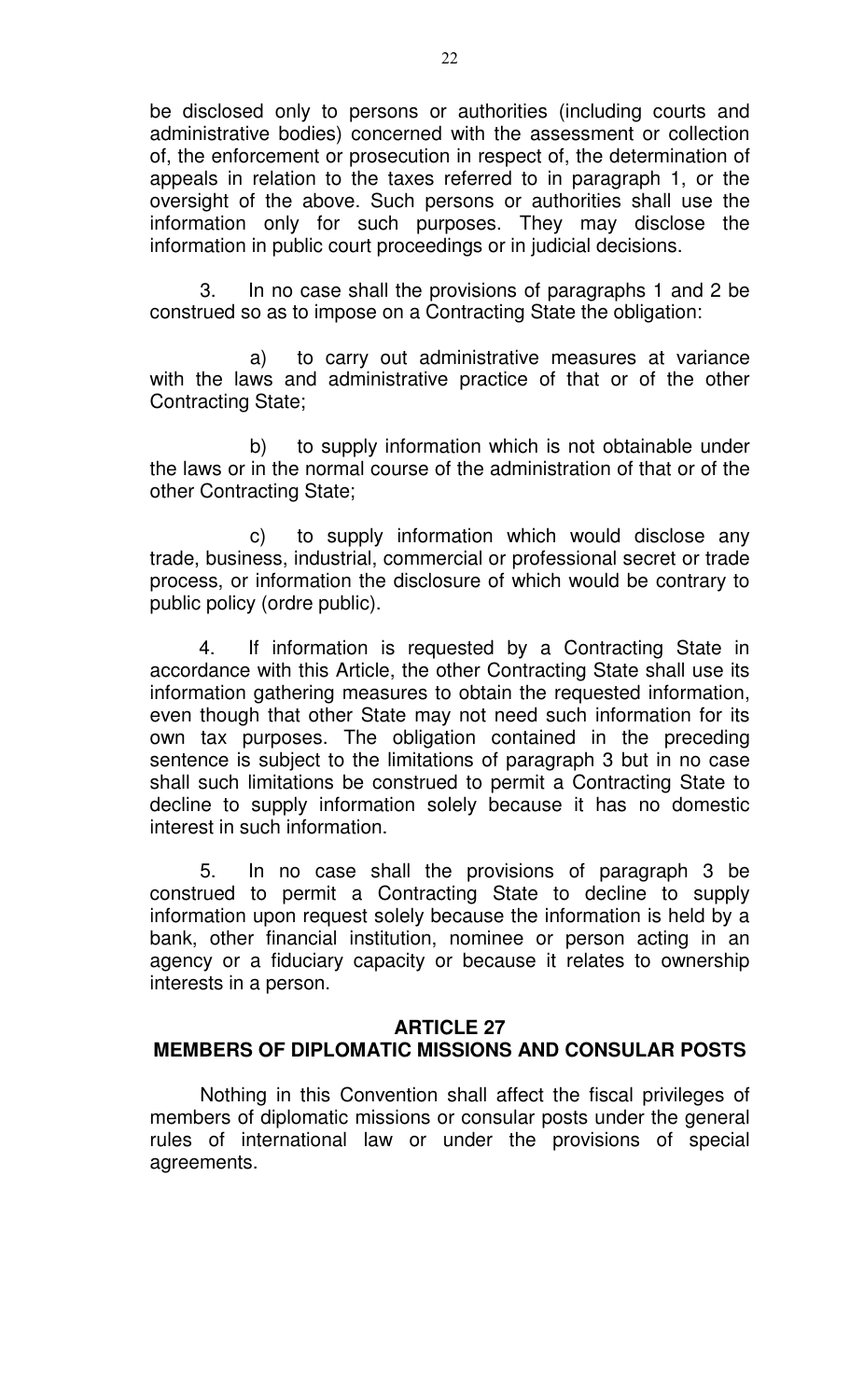be disclosed only to persons or authorities (including courts and administrative bodies) concerned with the assessment or collection of, the enforcement or prosecution in respect of, the determination of appeals in relation to the taxes referred to in paragraph 1, or the oversight of the above. Such persons or authorities shall use the information only for such purposes. They may disclose the information in public court proceedings or in judicial decisions.

3. In no case shall the provisions of paragraphs 1 and 2 be construed so as to impose on a Contracting State the obligation:

a) to carry out administrative measures at variance with the laws and administrative practice of that or of the other Contracting State;

b) to supply information which is not obtainable under the laws or in the normal course of the administration of that or of the other Contracting State;

c) to supply information which would disclose any trade, business, industrial, commercial or professional secret or trade process, or information the disclosure of which would be contrary to public policy (ordre public).

4. If information is requested by a Contracting State in accordance with this Article, the other Contracting State shall use its information gathering measures to obtain the requested information, even though that other State may not need such information for its own tax purposes. The obligation contained in the preceding sentence is subject to the limitations of paragraph 3 but in no case shall such limitations be construed to permit a Contracting State to decline to supply information solely because it has no domestic interest in such information.

5. In no case shall the provisions of paragraph 3 be construed to permit a Contracting State to decline to supply information upon request solely because the information is held by a bank, other financial institution, nominee or person acting in an agency or a fiduciary capacity or because it relates to ownership interests in a person.

## ARTICLE 27
## MEMBERS OF DIPLOMATIC MISSIONS AND CONSULAR POSTS

Nothing in this Convention shall affect the fiscal privileges of members of diplomatic missions or consular posts under the general rules of international law or under the provisions of special agreements.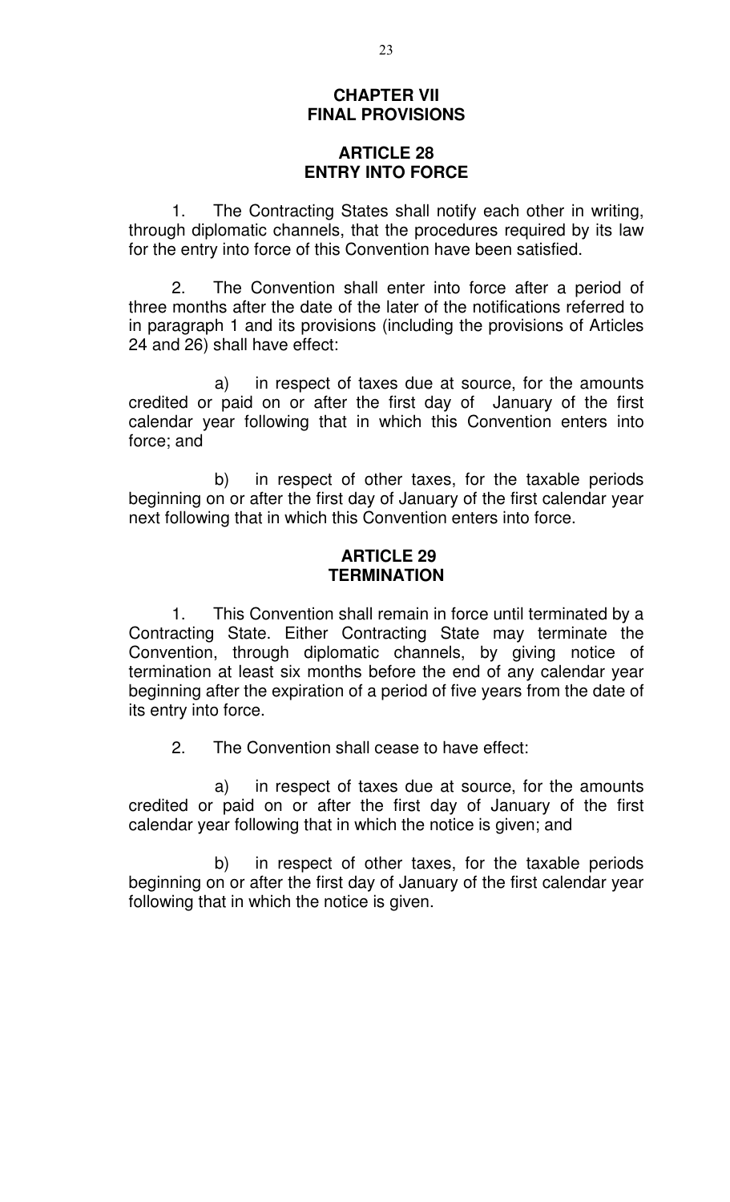## CHAPTER VII
## FINAL PROVISIONS

### ARTICLE 28
### ENTRY INTO FORCE

1. The Contracting States shall notify each other in writing, through diplomatic channels, that the procedures required by its law for the entry into force of this Convention have been satisfied.

2. The Convention shall enter into force after a period of three months after the date of the later of the notifications referred to in paragraph 1 and its provisions (including the provisions of Articles 24 and 26) shall have effect:

   a) in respect of taxes due at source, for the amounts credited or paid on or after the first day of January of the first calendar year following that in which this Convention enters into force; and

   b) in respect of other taxes, for the taxable periods beginning on or after the first day of January of the first calendar year next following that in which this Convention enters into force.

### ARTICLE 29
### TERMINATION

1. This Convention shall remain in force until terminated by a Contracting State. Either Contracting State may terminate the Convention, through diplomatic channels, by giving notice of termination at least six months before the end of any calendar year beginning after the expiration of a period of five years from the date of its entry into force.

2. The Convention shall cease to have effect:

   a) in respect of taxes due at source, for the amounts credited or paid on or after the first day of January of the first calendar year following that in which the notice is given; and

   b) in respect of other taxes, for the taxable periods beginning on or after the first day of January of the first calendar year following that in which the notice is given.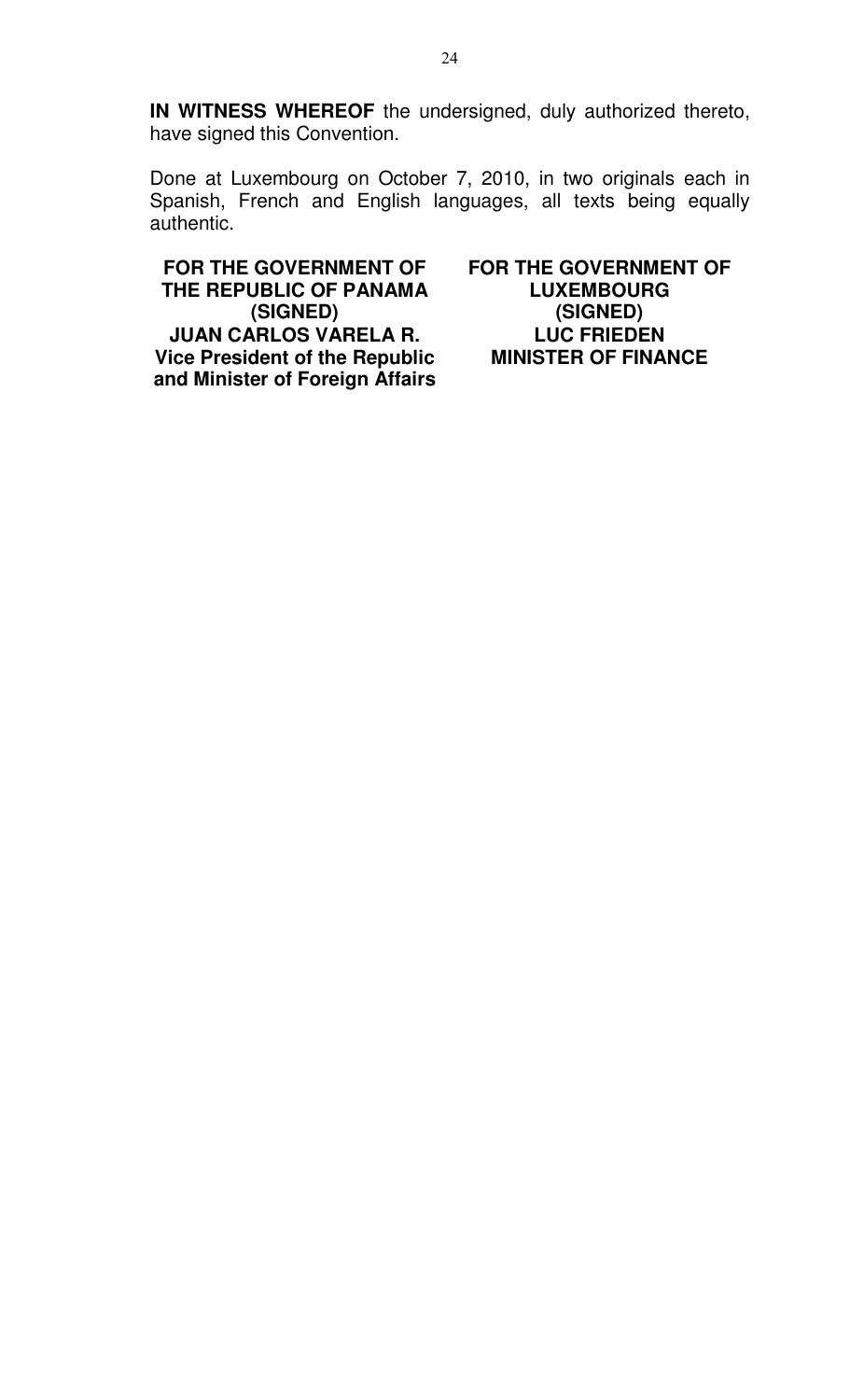**IN WITNESS WHEREOF** the undersigned, duly authorized thereto, have signed this Convention.

Done at Luxembourg on October 7, 2010, in two originals each in Spanish, French and English languages, all texts being equally authentic.

**FOR THE GOVERNMENT OF THE REPUBLIC OF PANAMA**
**(SIGNED)**
**JUAN CARLOS VARELA R.**
**Vice President of the Republic and Minister of Foreign Affairs**

**FOR THE GOVERNMENT OF LUXEMBOURG**
**(SIGNED)**
**LUC FRIEDEN**
**MINISTER OF FINANCE**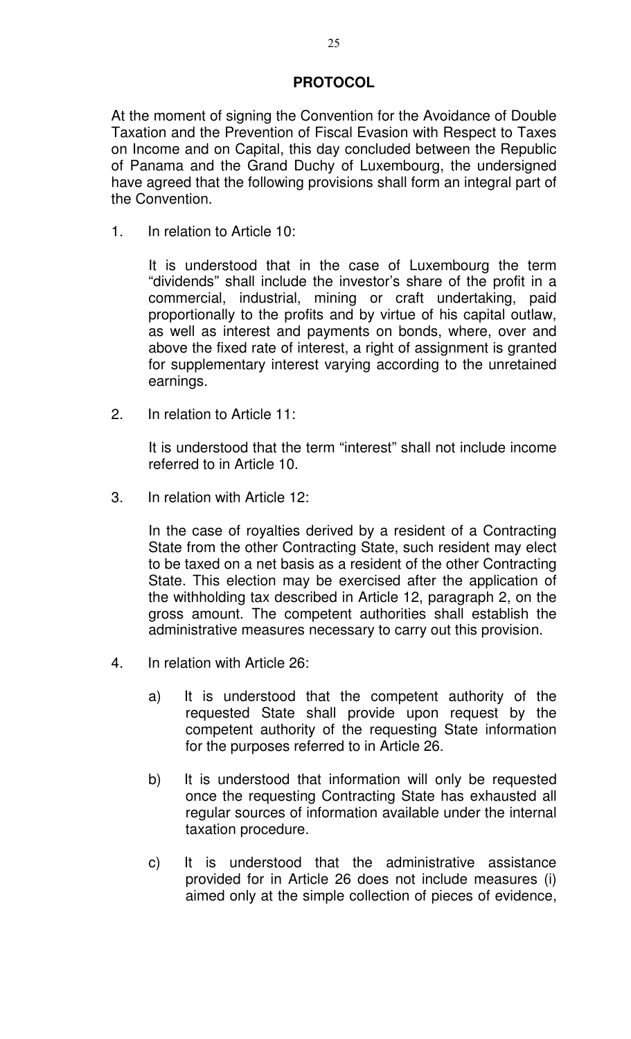# PROTOCOL

At the moment of signing the Convention for the Avoidance of Double Taxation and the Prevention of Fiscal Evasion with Respect to Taxes on Income and on Capital, this day concluded between the Republic of Panama and the Grand Duchy of Luxembourg, the undersigned have agreed that the following provisions shall form an integral part of the Convention.

1. In relation to Article 10:

   It is understood that in the case of Luxembourg the term "dividends" shall include the investor's share of the profit in a commercial, industrial, mining or craft undertaking, paid proportionally to the profits and by virtue of his capital outlaw, as well as interest and payments on bonds, where, over and above the fixed rate of interest, a right of assignment is granted for supplementary interest varying according to the unretained earnings.

2. In relation to Article 11:

   It is understood that the term "interest" shall not include income referred to in Article 10.

3. In relation with Article 12:

   In the case of royalties derived by a resident of a Contracting State from the other Contracting State, such resident may elect to be taxed on a net basis as a resident of the other Contracting State. This election may be exercised after the application of the withholding tax described in Article 12, paragraph 2, on the gross amount. The competent authorities shall establish the administrative measures necessary to carry out this provision.

4. In relation with Article 26:

   a) It is understood that the competent authority of the requested State shall provide upon request by the competent authority of the requesting State information for the purposes referred to in Article 26.

   b) It is understood that information will only be requested once the requesting Contracting State has exhausted all regular sources of information available under the internal taxation procedure.

   c) It is understood that the administrative assistance provided for in Article 26 does not include measures (i) aimed only at the simple collection of pieces of evidence,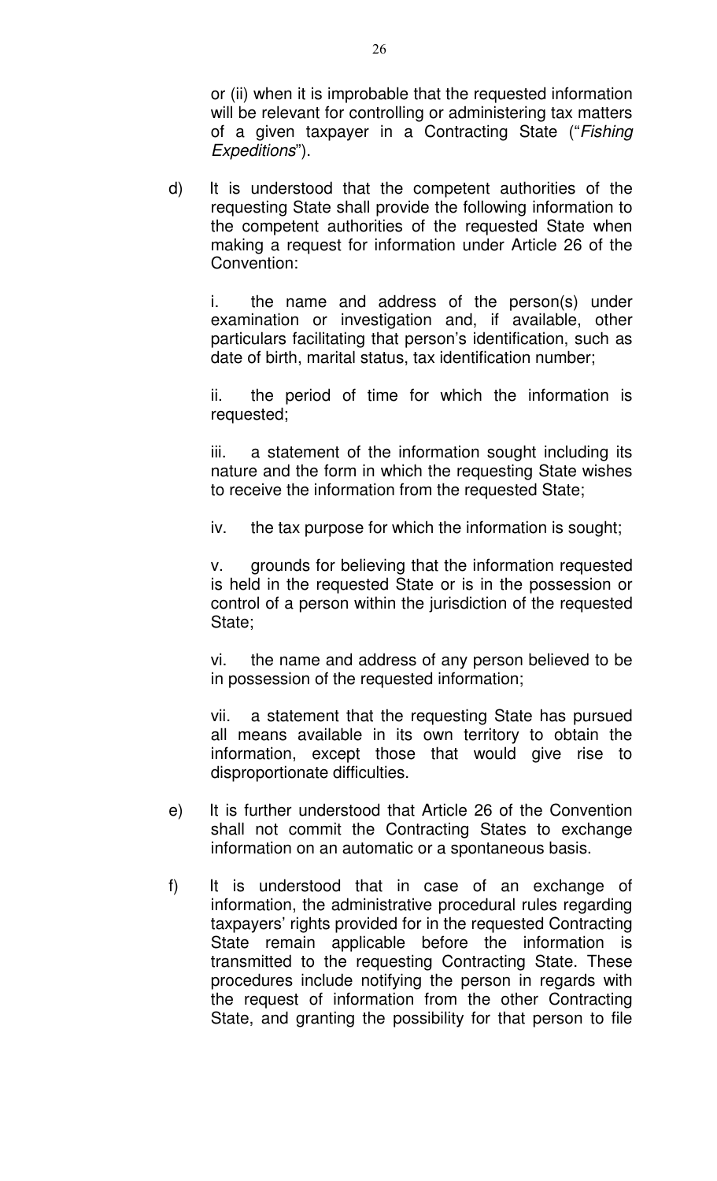or (ii) when it is improbable that the requested information will be relevant for controlling or administering tax matters of a given taxpayer in a Contracting State ("*Fishing Expeditions*").

d) It is understood that the competent authorities of the requesting State shall provide the following information to the competent authorities of the requested State when making a request for information under Article 26 of the Convention:

i. the name and address of the person(s) under examination or investigation and, if available, other particulars facilitating that person's identification, such as date of birth, marital status, tax identification number;

ii. the period of time for which the information is requested;

iii. a statement of the information sought including its nature and the form in which the requesting State wishes to receive the information from the requested State;

iv. the tax purpose for which the information is sought;

v. grounds for believing that the information requested is held in the requested State or is in the possession or control of a person within the jurisdiction of the requested State;

vi. the name and address of any person believed to be in possession of the requested information;

vii. a statement that the requesting State has pursued all means available in its own territory to obtain the information, except those that would give rise to disproportionate difficulties.

e) It is further understood that Article 26 of the Convention shall not commit the Contracting States to exchange information on an automatic or a spontaneous basis.

f) It is understood that in case of an exchange of information, the administrative procedural rules regarding taxpayers' rights provided for in the requested Contracting State remain applicable before the information is transmitted to the requesting Contracting State. These procedures include notifying the person in regards with the request of information from the other Contracting State, and granting the possibility for that person to file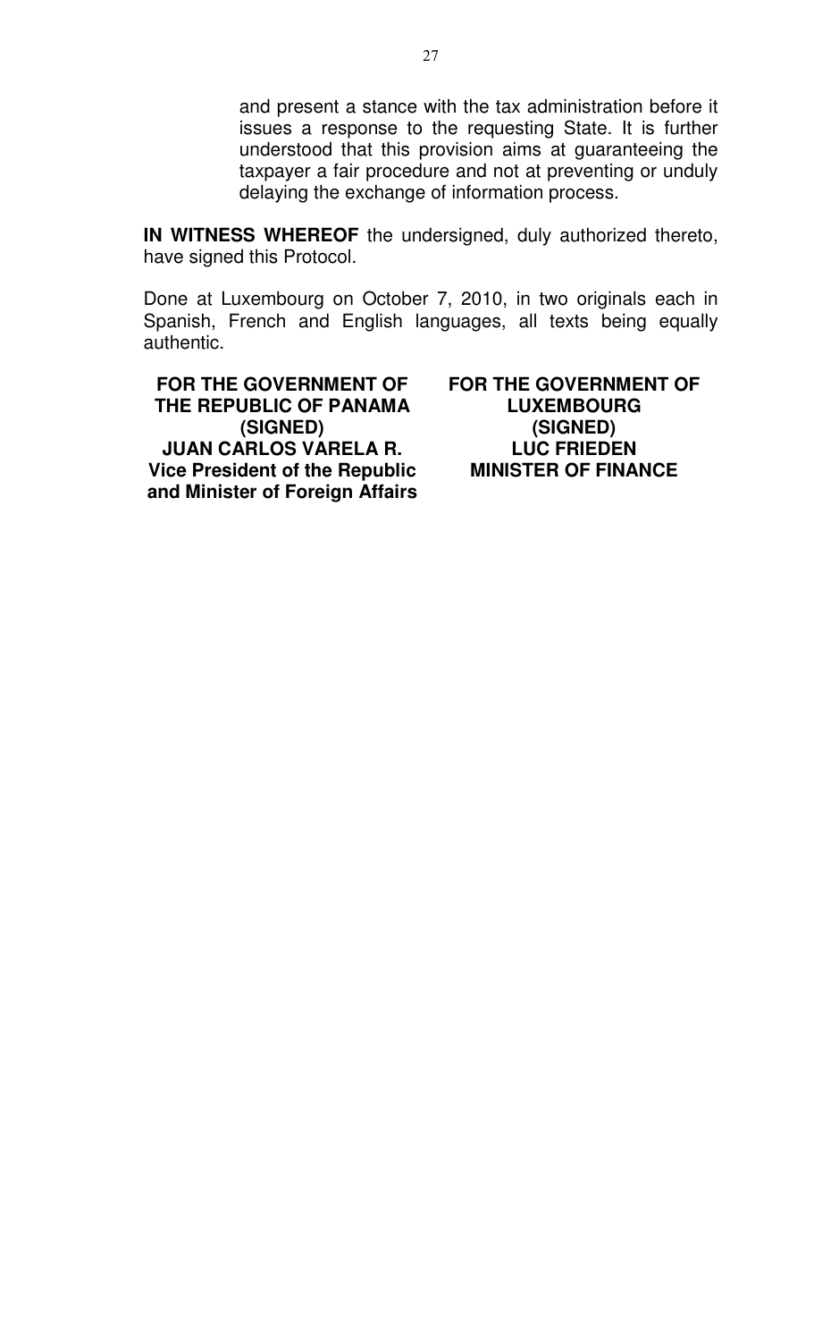and present a stance with the tax administration before it issues a response to the requesting State. It is further understood that this provision aims at guaranteeing the taxpayer a fair procedure and not at preventing or unduly delaying the exchange of information process.

**IN WITNESS WHEREOF** the undersigned, duly authorized thereto, have signed this Protocol.

Done at Luxembourg on October 7, 2010, in two originals each in Spanish, French and English languages, all texts being equally authentic.

**FOR THE GOVERNMENT OF THE REPUBLIC OF PANAMA**
**(SIGNED)**
**JUAN CARLOS VARELA R.**
**Vice President of the Republic and Minister of Foreign Affairs**

**FOR THE GOVERNMENT OF LUXEMBOURG**
**(SIGNED)**
**LUC FRIEDEN**
**MINISTER OF FINANCE**